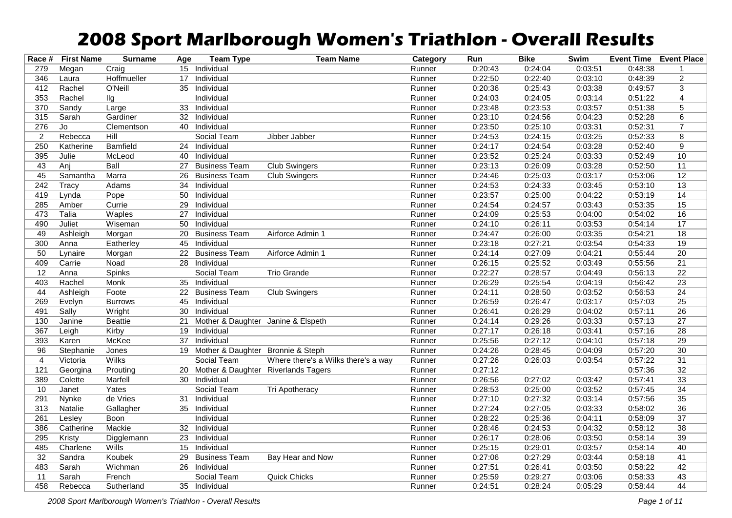# 2008 Sport Marlborough Women's Triathlon - Overall Results

| Race # | First Name | Surname | Age | Team Type | Team Name | Category | Run | Bike | Swim | Event Time | Event Place |
|---|---|---|---|---|---|---|---|---|---|---|---|
| 279 | Megan | Craig | 15 | Individual | | Runner | 0:20:43 | 0:24:04 | 0:03:51 | 0:48:38 | 1 |
| 346 | Laura | Hoffmueller | 17 | Individual | | Runner | 0:22:50 | 0:22:40 | 0:03:10 | 0:48:39 | 2 |
| 412 | Rachel | O'Neill | 35 | Individual | | Runner | 0:20:36 | 0:25:43 | 0:03:38 | 0:49:57 | 3 |
| 353 | Rachel | Ilg | | Individual | | Runner | 0:24:03 | 0:24:05 | 0:03:14 | 0:51:22 | 4 |
| 370 | Sandy | Large | 33 | Individual | | Runner | 0:23:48 | 0:23:53 | 0:03:57 | 0:51:38 | 5 |
| 315 | Sarah | Gardiner | 32 | Individual | | Runner | 0:23:10 | 0:24:56 | 0:04:23 | 0:52:28 | 6 |
| 276 | Jo | Clementson | 40 | Individual | | Runner | 0:23:50 | 0:25:10 | 0:03:31 | 0:52:31 | 7 |
| 2 | Rebecca | Hill | | Social Team | Jibber Jabber | Runner | 0:24:53 | 0:24:15 | 0:03:25 | 0:52:33 | 8 |
| 250 | Katherine | Bamfield | 24 | Individual | | Runner | 0:24:17 | 0:24:54 | 0:03:28 | 0:52:40 | 9 |
| 395 | Julie | McLeod | 40 | Individual | | Runner | 0:23:52 | 0:25:24 | 0:03:33 | 0:52:49 | 10 |
| 43 | Anj | Ball | 27 | Business Team | Club Swingers | Runner | 0:23:13 | 0:26:09 | 0:03:28 | 0:52:50 | 11 |
| 45 | Samantha | Marra | 26 | Business Team | Club Swingers | Runner | 0:24:46 | 0:25:03 | 0:03:17 | 0:53:06 | 12 |
| 242 | Tracy | Adams | 34 | Individual | | Runner | 0:24:53 | 0:24:33 | 0:03:45 | 0:53:10 | 13 |
| 419 | Lynda | Pope | 50 | Individual | | Runner | 0:23:57 | 0:25:00 | 0:04:22 | 0:53:19 | 14 |
| 285 | Amber | Currie | 29 | Individual | | Runner | 0:24:54 | 0:24:57 | 0:03:43 | 0:53:35 | 15 |
| 473 | Talia | Waples | 27 | Individual | | Runner | 0:24:09 | 0:25:53 | 0:04:00 | 0:54:02 | 16 |
| 490 | Juliet | Wiseman | 50 | Individual | | Runner | 0:24:10 | 0:26:11 | 0:03:53 | 0:54:14 | 17 |
| 49 | Ashleigh | Morgan | 20 | Business Team | Airforce Admin 1 | Runner | 0:24:47 | 0:26:00 | 0:03:35 | 0:54:21 | 18 |
| 300 | Anna | Eatherley | 45 | Individual | | Runner | 0:23:18 | 0:27:21 | 0:03:54 | 0:54:33 | 19 |
| 50 | Lynaire | Morgan | 22 | Business Team | Airforce Admin 1 | Runner | 0:24:14 | 0:27:09 | 0:04:21 | 0:55:44 | 20 |
| 409 | Carrie | Noad | 28 | Individual | | Runner | 0:26:15 | 0:25:52 | 0:03:49 | 0:55:56 | 21 |
| 12 | Anna | Spinks | | Social Team | Trio Grande | Runner | 0:22:27 | 0:28:57 | 0:04:49 | 0:56:13 | 22 |
| 403 | Rachel | Monk | 35 | Individual | | Runner | 0:26:29 | 0:25:54 | 0:04:19 | 0:56:42 | 23 |
| 44 | Ashleigh | Foote | 22 | Business Team | Club Swingers | Runner | 0:24:11 | 0:28:50 | 0:03:52 | 0:56:53 | 24 |
| 269 | Evelyn | Burrows | 45 | Individual | | Runner | 0:26:59 | 0:26:47 | 0:03:17 | 0:57:03 | 25 |
| 491 | Sally | Wright | 30 | Individual | | Runner | 0:26:41 | 0:26:29 | 0:04:02 | 0:57:11 | 26 |
| 130 | Janine | Beattie | 21 | Mother & Daughter | Janine & Elspeth | Runner | 0:24:14 | 0:29:26 | 0:03:33 | 0:57:13 | 27 |
| 367 | Leigh | Kirby | 19 | Individual | | Runner | 0:27:17 | 0:26:18 | 0:03:41 | 0:57:16 | 28 |
| 393 | Karen | McKee | 37 | Individual | | Runner | 0:25:56 | 0:27:12 | 0:04:10 | 0:57:18 | 29 |
| 96 | Stephanie | Jones | 19 | Mother & Daughter | Bronnie & Steph | Runner | 0:24:26 | 0:28:45 | 0:04:09 | 0:57:20 | 30 |
| 4 | Victoria | Wilks | | Social Team | Where there's a Wilks there's a way | Runner | 0:27:26 | 0:26:03 | 0:03:54 | 0:57:22 | 31 |
| 121 | Georgina | Prouting | 20 | Mother & Daughter | Riverlands Tagers | Runner | 0:27:12 | | | 0:57:36 | 32 |
| 389 | Colette | Marfell | 30 | Individual | | Runner | 0:26:56 | 0:27:02 | 0:03:42 | 0:57:41 | 33 |
| 10 | Janet | Yates | | Social Team | Tri Apotheracy | Runner | 0:28:53 | 0:25:00 | 0:03:52 | 0:57:45 | 34 |
| 291 | Nynke | de Vries | 31 | Individual | | Runner | 0:27:10 | 0:27:32 | 0:03:14 | 0:57:56 | 35 |
| 313 | Natalie | Gallagher | 35 | Individual | | Runner | 0:27:24 | 0:27:05 | 0:03:33 | 0:58:02 | 36 |
| 261 | Lesley | Boon | | Individual | | Runner | 0:28:22 | 0:25:36 | 0:04:11 | 0:58:09 | 37 |
| 386 | Catherine | Mackie | 32 | Individual | | Runner | 0:28:46 | 0:24:53 | 0:04:32 | 0:58:12 | 38 |
| 295 | Kristy | Digglemann | 23 | Individual | | Runner | 0:26:17 | 0:28:06 | 0:03:50 | 0:58:14 | 39 |
| 485 | Charlene | Wills | 15 | Individual | | Runner | 0:25:15 | 0:29:01 | 0:03:57 | 0:58:14 | 40 |
| 32 | Sandra | Koubek | 29 | Business Team | Bay Hear and Now | Runner | 0:27:06 | 0:27:29 | 0:03:44 | 0:58:18 | 41 |
| 483 | Sarah | Wichman | 26 | Individual | | Runner | 0:27:51 | 0:26:41 | 0:03:50 | 0:58:22 | 42 |
| 11 | Sarah | French | | Social Team | Quick Chicks | Runner | 0:25:59 | 0:29:27 | 0:03:06 | 0:58:33 | 43 |
| 458 | Rebecca | Sutherland | 35 | Individual | | Runner | 0:24:51 | 0:28:24 | 0:05:29 | 0:58:44 | 44 |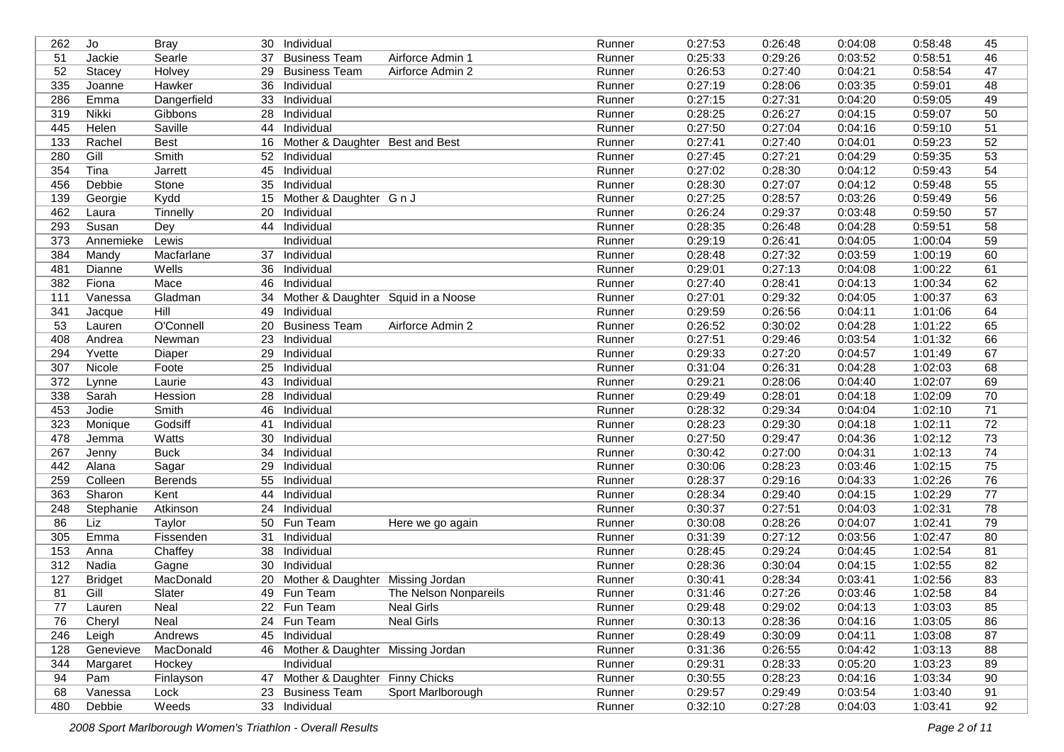| | | | | | | | | | | | |
|---|---|---|---|---|---|---|---|---|---|---|---|
| 262 | Jo | Bray | 30 | Individual | | Runner | 0:27:53 | 0:26:48 | 0:04:08 | 0:58:48 | 45 |
| 51 | Jackie | Searle | 37 | Business Team | Airforce Admin 1 | Runner | 0:25:33 | 0:29:26 | 0:03:52 | 0:58:51 | 46 |
| 52 | Stacey | Holvey | 29 | Business Team | Airforce Admin 2 | Runner | 0:26:53 | 0:27:40 | 0:04:21 | 0:58:54 | 47 |
| 335 | Joanne | Hawker | 36 | Individual | | Runner | 0:27:19 | 0:28:06 | 0:03:35 | 0:59:01 | 48 |
| 286 | Emma | Dangerfield | 33 | Individual | | Runner | 0:27:15 | 0:27:31 | 0:04:20 | 0:59:05 | 49 |
| 319 | Nikki | Gibbons | 28 | Individual | | Runner | 0:28:25 | 0:26:27 | 0:04:15 | 0:59:07 | 50 |
| 445 | Helen | Saville | 44 | Individual | | Runner | 0:27:50 | 0:27:04 | 0:04:16 | 0:59:10 | 51 |
| 133 | Rachel | Best | 16 | Mother & Daughter | Best and Best | Runner | 0:27:41 | 0:27:40 | 0:04:01 | 0:59:23 | 52 |
| 280 | Gill | Smith | 52 | Individual | | Runner | 0:27:45 | 0:27:21 | 0:04:29 | 0:59:35 | 53 |
| 354 | Tina | Jarrett | 45 | Individual | | Runner | 0:27:02 | 0:28:30 | 0:04:12 | 0:59:43 | 54 |
| 456 | Debbie | Stone | 35 | Individual | | Runner | 0:28:30 | 0:27:07 | 0:04:12 | 0:59:48 | 55 |
| 139 | Georgie | Kydd | 15 | Mother & Daughter | G n J | Runner | 0:27:25 | 0:28:57 | 0:03:26 | 0:59:49 | 56 |
| 462 | Laura | Tinnelly | 20 | Individual | | Runner | 0:26:24 | 0:29:37 | 0:03:48 | 0:59:50 | 57 |
| 293 | Susan | Dey | 44 | Individual | | Runner | 0:28:35 | 0:26:48 | 0:04:28 | 0:59:51 | 58 |
| 373 | Annemieke | Lewis | | Individual | | Runner | 0:29:19 | 0:26:41 | 0:04:05 | 1:00:04 | 59 |
| 384 | Mandy | Macfarlane | 37 | Individual | | Runner | 0:28:48 | 0:27:32 | 0:03:59 | 1:00:19 | 60 |
| 481 | Dianne | Wells | 36 | Individual | | Runner | 0:29:01 | 0:27:13 | 0:04:08 | 1:00:22 | 61 |
| 382 | Fiona | Mace | 46 | Individual | | Runner | 0:27:40 | 0:28:41 | 0:04:13 | 1:00:34 | 62 |
| 111 | Vanessa | Gladman | 34 | Mother & Daughter | Squid in a Noose | Runner | 0:27:01 | 0:29:32 | 0:04:05 | 1:00:37 | 63 |
| 341 | Jacque | Hill | 49 | Individual | | Runner | 0:29:59 | 0:26:56 | 0:04:11 | 1:01:06 | 64 |
| 53 | Lauren | O'Connell | 20 | Business Team | Airforce Admin 2 | Runner | 0:26:52 | 0:30:02 | 0:04:28 | 1:01:22 | 65 |
| 408 | Andrea | Newman | 23 | Individual | | Runner | 0:27:51 | 0:29:46 | 0:03:54 | 1:01:32 | 66 |
| 294 | Yvette | Diaper | 29 | Individual | | Runner | 0:29:33 | 0:27:20 | 0:04:57 | 1:01:49 | 67 |
| 307 | Nicole | Foote | 25 | Individual | | Runner | 0:31:04 | 0:26:31 | 0:04:28 | 1:02:03 | 68 |
| 372 | Lynne | Laurie | 43 | Individual | | Runner | 0:29:21 | 0:28:06 | 0:04:40 | 1:02:07 | 69 |
| 338 | Sarah | Hession | 28 | Individual | | Runner | 0:29:49 | 0:28:01 | 0:04:18 | 1:02:09 | 70 |
| 453 | Jodie | Smith | 46 | Individual | | Runner | 0:28:32 | 0:29:34 | 0:04:04 | 1:02:10 | 71 |
| 323 | Monique | Godsiff | 41 | Individual | | Runner | 0:28:23 | 0:29:30 | 0:04:18 | 1:02:11 | 72 |
| 478 | Jemma | Watts | 30 | Individual | | Runner | 0:27:50 | 0:29:47 | 0:04:36 | 1:02:12 | 73 |
| 267 | Jenny | Buck | 34 | Individual | | Runner | 0:30:42 | 0:27:00 | 0:04:31 | 1:02:13 | 74 |
| 442 | Alana | Sagar | 29 | Individual | | Runner | 0:30:06 | 0:28:23 | 0:03:46 | 1:02:15 | 75 |
| 259 | Colleen | Berends | 55 | Individual | | Runner | 0:28:37 | 0:29:16 | 0:04:33 | 1:02:26 | 76 |
| 363 | Sharon | Kent | 44 | Individual | | Runner | 0:28:34 | 0:29:40 | 0:04:15 | 1:02:29 | 77 |
| 248 | Stephanie | Atkinson | 24 | Individual | | Runner | 0:30:37 | 0:27:51 | 0:04:03 | 1:02:31 | 78 |
| 86 | Liz | Taylor | 50 | Fun Team | Here we go again | Runner | 0:30:08 | 0:28:26 | 0:04:07 | 1:02:41 | 79 |
| 305 | Emma | Fissenden | 31 | Individual | | Runner | 0:31:39 | 0:27:12 | 0:03:56 | 1:02:47 | 80 |
| 153 | Anna | Chaffey | 38 | Individual | | Runner | 0:28:45 | 0:29:24 | 0:04:45 | 1:02:54 | 81 |
| 312 | Nadia | Gagne | 30 | Individual | | Runner | 0:28:36 | 0:30:04 | 0:04:15 | 1:02:55 | 82 |
| 127 | Bridget | MacDonald | 20 | Mother & Daughter | Missing Jordan | Runner | 0:30:41 | 0:28:34 | 0:03:41 | 1:02:56 | 83 |
| 81 | Gill | Slater | 49 | Fun Team | The Nelson Nonpareils | Runner | 0:31:46 | 0:27:26 | 0:03:46 | 1:02:58 | 84 |
| 77 | Lauren | Neal | 22 | Fun Team | Neal Girls | Runner | 0:29:48 | 0:29:02 | 0:04:13 | 1:03:03 | 85 |
| 76 | Cheryl | Neal | 24 | Fun Team | Neal Girls | Runner | 0:30:13 | 0:28:36 | 0:04:16 | 1:03:05 | 86 |
| 246 | Leigh | Andrews | 45 | Individual | | Runner | 0:28:49 | 0:30:09 | 0:04:11 | 1:03:08 | 87 |
| 128 | Genevieve | MacDonald | 46 | Mother & Daughter | Missing Jordan | Runner | 0:31:36 | 0:26:55 | 0:04:42 | 1:03:13 | 88 |
| 344 | Margaret | Hockey | | Individual | | Runner | 0:29:31 | 0:28:33 | 0:05:20 | 1:03:23 | 89 |
| 94 | Pam | Finlayson | 47 | Mother & Daughter | Finny Chicks | Runner | 0:30:55 | 0:28:23 | 0:04:16 | 1:03:34 | 90 |
| 68 | Vanessa | Lock | 23 | Business Team | Sport Marlborough | Runner | 0:29:57 | 0:29:49 | 0:03:54 | 1:03:40 | 91 |
| 480 | Debbie | Weeds | 33 | Individual | | Runner | 0:32:10 | 0:27:28 | 0:04:03 | 1:03:41 | 92 |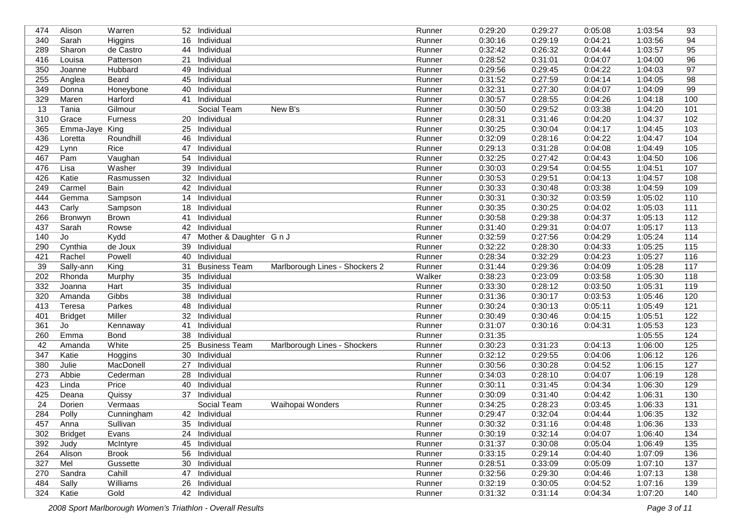| | | | | | | | | | | | |
|---|---|---|---|---|---|---|---|---|---|---|---|
| 474 | Alison | Warren | 52 | Individual | | Runner | 0:29:20 | 0:29:27 | 0:05:08 | 1:03:54 | 93 |
| 340 | Sarah | Higgins | 16 | Individual | | Runner | 0:30:16 | 0:29:19 | 0:04:21 | 1:03:56 | 94 |
| 289 | Sharon | de Castro | 44 | Individual | | Runner | 0:32:42 | 0:26:32 | 0:04:44 | 1:03:57 | 95 |
| 416 | Louisa | Patterson | 21 | Individual | | Runner | 0:28:52 | 0:31:01 | 0:04:07 | 1:04:00 | 96 |
| 350 | Joanne | Hubbard | 49 | Individual | | Runner | 0:29:56 | 0:29:45 | 0:04:22 | 1:04:03 | 97 |
| 255 | Anglea | Beard | 45 | Individual | | Runner | 0:31:52 | 0:27:59 | 0:04:14 | 1:04:05 | 98 |
| 349 | Donna | Honeybone | 40 | Individual | | Runner | 0:32:31 | 0:27:30 | 0:04:07 | 1:04:09 | 99 |
| 329 | Maren | Harford | 41 | Individual | | Runner | 0:30:57 | 0:28:55 | 0:04:26 | 1:04:18 | 100 |
| 13 | Tania | Gilmour | | Social Team | New B's | Runner | 0:30:50 | 0:29:52 | 0:03:38 | 1:04:20 | 101 |
| 310 | Grace | Furness | 20 | Individual | | Runner | 0:28:31 | 0:31:46 | 0:04:20 | 1:04:37 | 102 |
| 365 | Emma-Jaye | King | 25 | Individual | | Runner | 0:30:25 | 0:30:04 | 0:04:17 | 1:04:45 | 103 |
| 436 | Loretta | Roundhill | 46 | Individual | | Runner | 0:32:09 | 0:28:16 | 0:04:22 | 1:04:47 | 104 |
| 429 | Lynn | Rice | 47 | Individual | | Runner | 0:29:13 | 0:31:28 | 0:04:08 | 1:04:49 | 105 |
| 467 | Pam | Vaughan | 54 | Individual | | Runner | 0:32:25 | 0:27:42 | 0:04:43 | 1:04:50 | 106 |
| 476 | Lisa | Washer | 39 | Individual | | Runner | 0:30:03 | 0:29:54 | 0:04:55 | 1:04:51 | 107 |
| 426 | Katie | Rasmussen | 32 | Individual | | Runner | 0:30:53 | 0:29:51 | 0:04:13 | 1:04:57 | 108 |
| 249 | Carmel | Bain | 42 | Individual | | Runner | 0:30:33 | 0:30:48 | 0:03:38 | 1:04:59 | 109 |
| 444 | Gemma | Sampson | 14 | Individual | | Runner | 0:30:31 | 0:30:32 | 0:03:59 | 1:05:02 | 110 |
| 443 | Carly | Sampson | 18 | Individual | | Runner | 0:30:35 | 0:30:25 | 0:04:02 | 1:05:03 | 111 |
| 266 | Bronwyn | Brown | 41 | Individual | | Runner | 0:30:58 | 0:29:38 | 0:04:37 | 1:05:13 | 112 |
| 437 | Sarah | Rowse | 42 | Individual | | Runner | 0:31:40 | 0:29:31 | 0:04:07 | 1:05:17 | 113 |
| 140 | Jo | Kydd | 47 | Mother & Daughter | G n J | Runner | 0:32:59 | 0:27:56 | 0:04:29 | 1:05:24 | 114 |
| 290 | Cynthia | de Joux | 39 | Individual | | Runner | 0:32:22 | 0:28:30 | 0:04:33 | 1:05:25 | 115 |
| 421 | Rachel | Powell | 40 | Individual | | Runner | 0:28:34 | 0:32:29 | 0:04:23 | 1:05:27 | 116 |
| 39 | Sally-ann | King | 31 | Business Team | Marlborough Lines - Shockers 2 | Runner | 0:31:44 | 0:29:36 | 0:04:09 | 1:05:28 | 117 |
| 202 | Rhonda | Murphy | 35 | Individual | | Walker | 0:38:23 | 0:23:09 | 0:03:58 | 1:05:30 | 118 |
| 332 | Joanna | Hart | 35 | Individual | | Runner | 0:33:30 | 0:28:12 | 0:03:50 | 1:05:31 | 119 |
| 320 | Amanda | Gibbs | 38 | Individual | | Runner | 0:31:36 | 0:30:17 | 0:03:53 | 1:05:46 | 120 |
| 413 | Teresa | Parkes | 48 | Individual | | Runner | 0:30:24 | 0:30:13 | 0:05:11 | 1:05:49 | 121 |
| 401 | Bridget | Miller | 32 | Individual | | Runner | 0:30:49 | 0:30:46 | 0:04:15 | 1:05:51 | 122 |
| 361 | Jo | Kennaway | 41 | Individual | | Runner | 0:31:07 | 0:30:16 | 0:04:31 | 1:05:53 | 123 |
| 260 | Emma | Bond | 38 | Individual | | Runner | 0:31:35 | | | 1:05:55 | 124 |
| 42 | Amanda | White | 25 | Business Team | Marlborough Lines - Shockers | Runner | 0:30:23 | 0:31:23 | 0:04:13 | 1:06:00 | 125 |
| 347 | Katie | Hoggins | 30 | Individual | | Runner | 0:32:12 | 0:29:55 | 0:04:06 | 1:06:12 | 126 |
| 380 | Julie | MacDonell | 27 | Individual | | Runner | 0:30:56 | 0:30:28 | 0:04:52 | 1:06:15 | 127 |
| 273 | Abbie | Cederman | 28 | Individual | | Runner | 0:34:03 | 0:28:10 | 0:04:07 | 1:06:19 | 128 |
| 423 | Linda | Price | 40 | Individual | | Runner | 0:30:11 | 0:31:45 | 0:04:34 | 1:06:30 | 129 |
| 425 | Deana | Quissy | 37 | Individual | | Runner | 0:30:09 | 0:31:40 | 0:04:42 | 1:06:31 | 130 |
| 24 | Dorien | Vermaas | | Social Team | Waihopai Wonders | Runner | 0:34:25 | 0:28:23 | 0:03:45 | 1:06:33 | 131 |
| 284 | Polly | Cunningham | 42 | Individual | | Runner | 0:29:47 | 0:32:04 | 0:04:44 | 1:06:35 | 132 |
| 457 | Anna | Sullivan | 35 | Individual | | Runner | 0:30:32 | 0:31:16 | 0:04:48 | 1:06:36 | 133 |
| 302 | Bridget | Evans | 24 | Individual | | Runner | 0:30:19 | 0:32:14 | 0:04:07 | 1:06:40 | 134 |
| 392 | Judy | McIntyre | 45 | Individual | | Runner | 0:31:37 | 0:30:08 | 0:05:04 | 1:06:49 | 135 |
| 264 | Alison | Brook | 56 | Individual | | Runner | 0:33:15 | 0:29:14 | 0:04:40 | 1:07:09 | 136 |
| 327 | Mel | Gussette | 30 | Individual | | Runner | 0:28:51 | 0:33:09 | 0:05:09 | 1:07:10 | 137 |
| 270 | Sandra | Cahill | 47 | Individual | | Runner | 0:32:56 | 0:29:30 | 0:04:46 | 1:07:13 | 138 |
| 484 | Sally | Williams | 26 | Individual | | Runner | 0:32:19 | 0:30:05 | 0:04:52 | 1:07:16 | 139 |
| 324 | Katie | Gold | 42 | Individual | | Runner | 0:31:32 | 0:31:14 | 0:04:34 | 1:07:20 | 140 |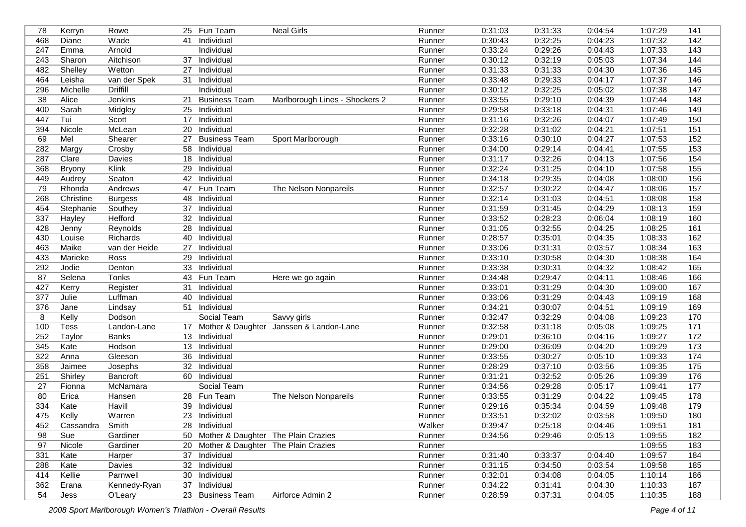| | | | | | | | | | | | |
|---|---|---|---|---|---|---|---|---|---|---|---|
| 78 | Kerryn | Rowe | 25 | Fun Team | Neal Girls | Runner | 0:31:03 | 0:31:33 | 0:04:54 | 1:07:29 | 141 |
| 468 | Diane | Wade | 41 | Individual | | Runner | 0:30:43 | 0:32:25 | 0:04:23 | 1:07:32 | 142 |
| 247 | Emma | Arnold | | Individual | | Runner | 0:33:24 | 0:29:26 | 0:04:43 | 1:07:33 | 143 |
| 243 | Sharon | Aitchison | 37 | Individual | | Runner | 0:30:12 | 0:32:19 | 0:05:03 | 1:07:34 | 144 |
| 482 | Shelley | Wetton | 27 | Individual | | Runner | 0:31:33 | 0:31:33 | 0:04:30 | 1:07:36 | 145 |
| 464 | Leisha | van der Spek | 31 | Individual | | Runner | 0:33:48 | 0:29:33 | 0:04:17 | 1:07:37 | 146 |
| 296 | Michelle | Driffill | | Individual | | Runner | 0:30:12 | 0:32:25 | 0:05:02 | 1:07:38 | 147 |
| 38 | Alice | Jenkins | 21 | Business Team | Marlborough Lines - Shockers 2 | Runner | 0:33:55 | 0:29:10 | 0:04:39 | 1:07:44 | 148 |
| 400 | Sarah | Midgley | 25 | Individual | | Runner | 0:29:58 | 0:33:18 | 0:04:31 | 1:07:46 | 149 |
| 447 | Tui | Scott | 17 | Individual | | Runner | 0:31:16 | 0:32:26 | 0:04:07 | 1:07:49 | 150 |
| 394 | Nicole | McLean | 20 | Individual | | Runner | 0:32:28 | 0:31:02 | 0:04:21 | 1:07:51 | 151 |
| 69 | Mel | Shearer | 27 | Business Team | Sport Marlborough | Runner | 0:33:16 | 0:30:10 | 0:04:27 | 1:07:53 | 152 |
| 282 | Margy | Crosby | 58 | Individual | | Runner | 0:34:00 | 0:29:14 | 0:04:41 | 1:07:55 | 153 |
| 287 | Clare | Davies | 18 | Individual | | Runner | 0:31:17 | 0:32:26 | 0:04:13 | 1:07:56 | 154 |
| 368 | Bryony | Klink | 29 | Individual | | Runner | 0:32:24 | 0:31:25 | 0:04:10 | 1:07:58 | 155 |
| 449 | Audrey | Seaton | 42 | Individual | | Runner | 0:34:18 | 0:29:35 | 0:04:08 | 1:08:00 | 156 |
| 79 | Rhonda | Andrews | 47 | Fun Team | The Nelson Nonpareils | Runner | 0:32:57 | 0:30:22 | 0:04:47 | 1:08:06 | 157 |
| 268 | Christine | Burgess | 48 | Individual | | Runner | 0:32:14 | 0:31:03 | 0:04:51 | 1:08:08 | 158 |
| 454 | Stephanie | Southey | 37 | Individual | | Runner | 0:31:59 | 0:31:45 | 0:04:29 | 1:08:13 | 159 |
| 337 | Hayley | Hefford | 32 | Individual | | Runner | 0:33:52 | 0:28:23 | 0:06:04 | 1:08:19 | 160 |
| 428 | Jenny | Reynolds | 28 | Individual | | Runner | 0:31:05 | 0:32:55 | 0:04:25 | 1:08:25 | 161 |
| 430 | Louise | Richards | 40 | Individual | | Runner | 0:28:57 | 0:35:01 | 0:04:35 | 1:08:33 | 162 |
| 463 | Maike | van der Heide | 27 | Individual | | Runner | 0:33:06 | 0:31:31 | 0:03:57 | 1:08:34 | 163 |
| 433 | Marieke | Ross | 29 | Individual | | Runner | 0:33:10 | 0:30:58 | 0:04:30 | 1:08:38 | 164 |
| 292 | Jodie | Denton | 33 | Individual | | Runner | 0:33:38 | 0:30:31 | 0:04:32 | 1:08:42 | 165 |
| 87 | Selena | Tonks | 43 | Fun Team | Here we go again | Runner | 0:34:48 | 0:29:47 | 0:04:11 | 1:08:46 | 166 |
| 427 | Kerry | Register | 31 | Individual | | Runner | 0:33:01 | 0:31:29 | 0:04:30 | 1:09:00 | 167 |
| 377 | Julie | Luffman | 40 | Individual | | Runner | 0:33:06 | 0:31:29 | 0:04:43 | 1:09:19 | 168 |
| 376 | Jane | Lindsay | 51 | Individual | | Runner | 0:34:21 | 0:30:07 | 0:04:51 | 1:09:19 | 169 |
| 8 | Kelly | Dodson | | Social Team | Savvy girls | Runner | 0:32:47 | 0:32:29 | 0:04:08 | 1:09:23 | 170 |
| 100 | Tess | Landon-Lane | 17 | Mother & Daughter | Janssen & Landon-Lane | Runner | 0:32:58 | 0:31:18 | 0:05:08 | 1:09:25 | 171 |
| 252 | Taylor | Banks | 13 | Individual | | Runner | 0:29:01 | 0:36:10 | 0:04:16 | 1:09:27 | 172 |
| 345 | Kate | Hodson | 13 | Individual | | Runner | 0:29:00 | 0:36:09 | 0:04:20 | 1:09:29 | 173 |
| 322 | Anna | Gleeson | 36 | Individual | | Runner | 0:33:55 | 0:30:27 | 0:05:10 | 1:09:33 | 174 |
| 358 | Jaimee | Josephs | 32 | Individual | | Runner | 0:28:29 | 0:37:10 | 0:03:56 | 1:09:35 | 175 |
| 251 | Shirley | Bancroft | 60 | Individual | | Runner | 0:31:21 | 0:32:52 | 0:05:26 | 1:09:39 | 176 |
| 27 | Fionna | McNamara | | Social Team | | Runner | 0:34:56 | 0:29:28 | 0:05:17 | 1:09:41 | 177 |
| 80 | Erica | Hansen | 28 | Fun Team | The Nelson Nonpareils | Runner | 0:33:55 | 0:31:29 | 0:04:22 | 1:09:45 | 178 |
| 334 | Kate | Havill | 39 | Individual | | Runner | 0:29:16 | 0:35:34 | 0:04:59 | 1:09:48 | 179 |
| 475 | Kelly | Warren | 23 | Individual | | Runner | 0:33:51 | 0:32:02 | 0:03:58 | 1:09:50 | 180 |
| 452 | Cassandra | Smith | 28 | Individual | | Walker | 0:39:47 | 0:25:18 | 0:04:46 | 1:09:51 | 181 |
| 98 | Sue | Gardiner | 50 | Mother & Daughter | The Plain Crazies | Runner | 0:34:56 | 0:29:46 | 0:05:13 | 1:09:55 | 182 |
| 97 | Nicole | Gardiner | 20 | Mother & Daughter | The Plain Crazies | Runner | | | | 1:09:55 | 183 |
| 331 | Kate | Harper | 37 | Individual | | Runner | 0:31:40 | 0:33:37 | 0:04:40 | 1:09:57 | 184 |
| 288 | Kate | Davies | 32 | Individual | | Runner | 0:31:15 | 0:34:50 | 0:03:54 | 1:09:58 | 185 |
| 414 | Kellie | Parnwell | 30 | Individual | | Runner | 0:32:01 | 0:34:08 | 0:04:05 | 1:10:14 | 186 |
| 362 | Erana | Kennedy-Ryan | 37 | Individual | | Runner | 0:34:22 | 0:31:41 | 0:04:30 | 1:10:33 | 187 |
| 54 | Jess | O'Leary | 23 | Business Team | Airforce Admin 2 | Runner | 0:28:59 | 0:37:31 | 0:04:05 | 1:10:35 | 188 |

*2008 Sport Marlborough Women's Triathlon - Overall Results*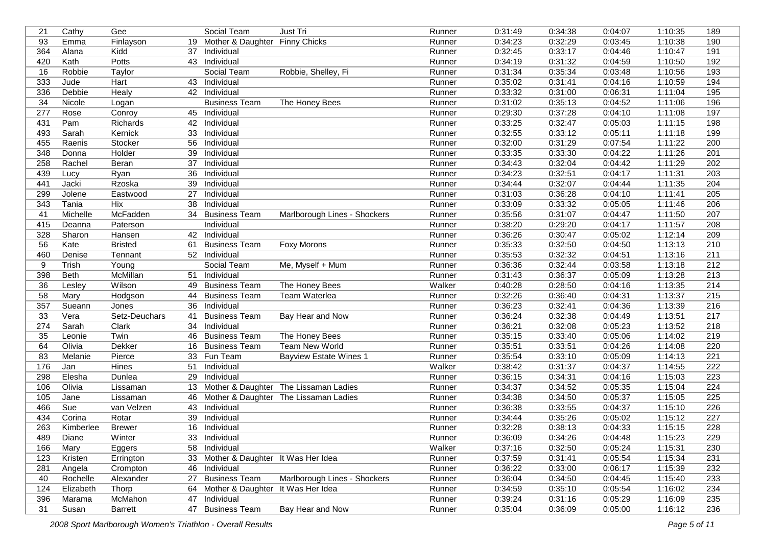| | | | | | | | | | | | |
|---|---|---|---|---|---|---|---|---|---|---|---|
| 21 | Cathy | Gee | | Social Team | Just Tri | Runner | 0:31:49 | 0:34:38 | 0:04:07 | 1:10:35 | 189 |
| 93 | Emma | Finlayson | 19 | Mother & Daughter | Finny Chicks | Runner | 0:34:23 | 0:32:29 | 0:03:45 | 1:10:38 | 190 |
| 364 | Alana | Kidd | 37 | Individual | | Runner | 0:32:45 | 0:33:17 | 0:04:46 | 1:10:47 | 191 |
| 420 | Kath | Potts | 43 | Individual | | Runner | 0:34:19 | 0:31:32 | 0:04:59 | 1:10:50 | 192 |
| 16 | Robbie | Taylor | | Social Team | Robbie, Shelley, Fi | Runner | 0:31:34 | 0:35:34 | 0:03:48 | 1:10:56 | 193 |
| 333 | Jude | Hart | 43 | Individual | | Runner | 0:35:02 | 0:31:41 | 0:04:16 | 1:10:59 | 194 |
| 336 | Debbie | Healy | 42 | Individual | | Runner | 0:33:32 | 0:31:00 | 0:06:31 | 1:11:04 | 195 |
| 34 | Nicole | Logan | | Business Team | The Honey Bees | Runner | 0:31:02 | 0:35:13 | 0:04:52 | 1:11:06 | 196 |
| 277 | Rose | Conroy | 45 | Individual | | Runner | 0:29:30 | 0:37:28 | 0:04:10 | 1:11:08 | 197 |
| 431 | Pam | Richards | 42 | Individual | | Runner | 0:33:25 | 0:32:47 | 0:05:03 | 1:11:15 | 198 |
| 493 | Sarah | Kernick | 33 | Individual | | Runner | 0:32:55 | 0:33:12 | 0:05:11 | 1:11:18 | 199 |
| 455 | Raenis | Stocker | 56 | Individual | | Runner | 0:32:00 | 0:31:29 | 0:07:54 | 1:11:22 | 200 |
| 348 | Donna | Holder | 39 | Individual | | Runner | 0:33:35 | 0:33:30 | 0:04:22 | 1:11:26 | 201 |
| 258 | Rachel | Beran | 37 | Individual | | Runner | 0:34:43 | 0:32:04 | 0:04:42 | 1:11:29 | 202 |
| 439 | Lucy | Ryan | 36 | Individual | | Runner | 0:34:23 | 0:32:51 | 0:04:17 | 1:11:31 | 203 |
| 441 | Jacki | Rzoska | 39 | Individual | | Runner | 0:34:44 | 0:32:07 | 0:04:44 | 1:11:35 | 204 |
| 299 | Jolene | Eastwood | 27 | Individual | | Runner | 0:31:03 | 0:36:28 | 0:04:10 | 1:11:41 | 205 |
| 343 | Tania | Hix | 38 | Individual | | Runner | 0:33:09 | 0:33:32 | 0:05:05 | 1:11:46 | 206 |
| 41 | Michelle | McFadden | 34 | Business Team | Marlborough Lines - Shockers | Runner | 0:35:56 | 0:31:07 | 0:04:47 | 1:11:50 | 207 |
| 415 | Deanna | Paterson | | Individual | | Runner | 0:38:20 | 0:29:20 | 0:04:17 | 1:11:57 | 208 |
| 328 | Sharon | Hansen | 42 | Individual | | Runner | 0:36:26 | 0:30:47 | 0:05:02 | 1:12:14 | 209 |
| 56 | Kate | Bristed | 61 | Business Team | Foxy Morons | Runner | 0:35:33 | 0:32:50 | 0:04:50 | 1:13:13 | 210 |
| 460 | Denise | Tennant | 52 | Individual | | Runner | 0:35:53 | 0:32:32 | 0:04:51 | 1:13:16 | 211 |
| 9 | Trish | Young | | Social Team | Me, Myself + Mum | Runner | 0:36:36 | 0:32:44 | 0:03:58 | 1:13:18 | 212 |
| 398 | Beth | McMillan | 51 | Individual | | Runner | 0:31:43 | 0:36:37 | 0:05:09 | 1:13:28 | 213 |
| 36 | Lesley | Wilson | 49 | Business Team | The Honey Bees | Walker | 0:40:28 | 0:28:50 | 0:04:16 | 1:13:35 | 214 |
| 58 | Mary | Hodgson | 44 | Business Team | Team Waterlea | Runner | 0:32:26 | 0:36:40 | 0:04:31 | 1:13:37 | 215 |
| 357 | Sueann | Jones | 36 | Individual | | Runner | 0:36:23 | 0:32:41 | 0:04:36 | 1:13:39 | 216 |
| 33 | Vera | Setz-Deuchars | 41 | Business Team | Bay Hear and Now | Runner | 0:36:24 | 0:32:38 | 0:04:49 | 1:13:51 | 217 |
| 274 | Sarah | Clark | 34 | Individual | | Runner | 0:36:21 | 0:32:08 | 0:05:23 | 1:13:52 | 218 |
| 35 | Leonie | Twin | 46 | Business Team | The Honey Bees | Runner | 0:35:15 | 0:33:40 | 0:05:06 | 1:14:02 | 219 |
| 64 | Olivia | Dekker | 16 | Business Team | Team New World | Runner | 0:35:51 | 0:33:51 | 0:04:26 | 1:14:08 | 220 |
| 83 | Melanie | Pierce | 33 | Fun Team | Bayview Estate Wines 1 | Runner | 0:35:54 | 0:33:10 | 0:05:09 | 1:14:13 | 221 |
| 176 | Jan | Hines | 51 | Individual | | Walker | 0:38:42 | 0:31:37 | 0:04:37 | 1:14:55 | 222 |
| 298 | Elesha | Dunlea | 29 | Individual | | Runner | 0:36:15 | 0:34:31 | 0:04:16 | 1:15:03 | 223 |
| 106 | Olivia | Lissaman | 13 | Mother & Daughter | The Lissaman Ladies | Runner | 0:34:37 | 0:34:52 | 0:05:35 | 1:15:04 | 224 |
| 105 | Jane | Lissaman | 46 | Mother & Daughter | The Lissaman Ladies | Runner | 0:34:38 | 0:34:50 | 0:05:37 | 1:15:05 | 225 |
| 466 | Sue | van Velzen | 43 | Individual | | Runner | 0:36:38 | 0:33:55 | 0:04:37 | 1:15:10 | 226 |
| 434 | Corina | Rotar | 39 | Individual | | Runner | 0:34:44 | 0:35:26 | 0:05:02 | 1:15:12 | 227 |
| 263 | Kimberlee | Brewer | 16 | Individual | | Runner | 0:32:28 | 0:38:13 | 0:04:33 | 1:15:15 | 228 |
| 489 | Diane | Winter | 33 | Individual | | Runner | 0:36:09 | 0:34:26 | 0:04:48 | 1:15:23 | 229 |
| 166 | Mary | Eggers | 58 | Individual | | Walker | 0:37:16 | 0:32:50 | 0:05:24 | 1:15:31 | 230 |
| 123 | Kristen | Errington | 33 | Mother & Daughter | It Was Her Idea | Runner | 0:37:59 | 0:31:41 | 0:05:54 | 1:15:34 | 231 |
| 281 | Angela | Crompton | 46 | Individual | | Runner | 0:36:22 | 0:33:00 | 0:06:17 | 1:15:39 | 232 |
| 40 | Rochelle | Alexander | 27 | Business Team | Marlborough Lines - Shockers | Runner | 0:36:04 | 0:34:50 | 0:04:45 | 1:15:40 | 233 |
| 124 | Elizabeth | Thorp | 64 | Mother & Daughter | It Was Her Idea | Runner | 0:34:59 | 0:35:10 | 0:05:54 | 1:16:02 | 234 |
| 396 | Marama | McMahon | 47 | Individual | | Runner | 0:39:24 | 0:31:16 | 0:05:29 | 1:16:09 | 235 |
| 31 | Susan | Barrett | 47 | Business Team | Bay Hear and Now | Runner | 0:35:04 | 0:36:09 | 0:05:00 | 1:16:12 | 236 |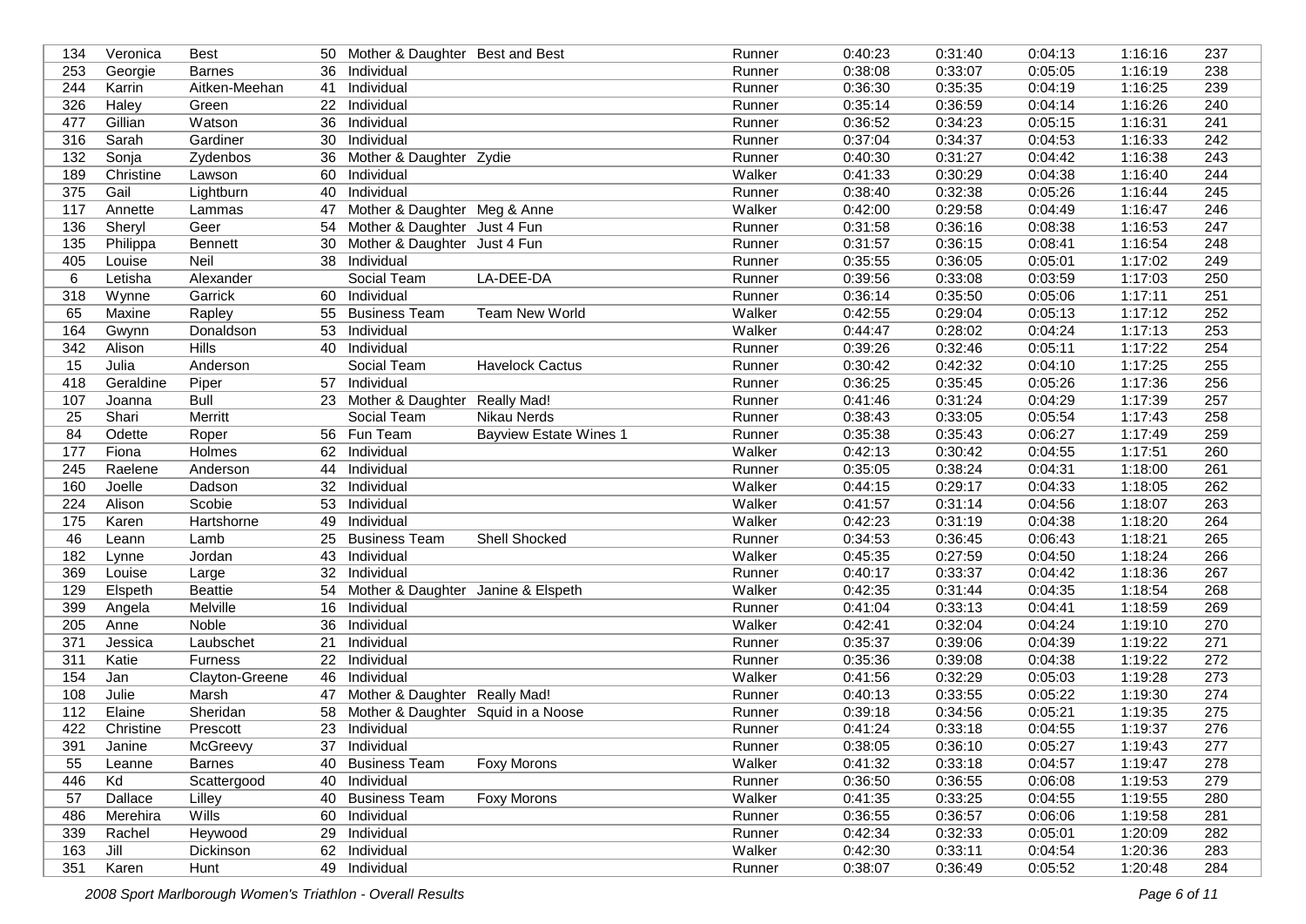| | | | | | | | | | | | |
|---|---|---|---|---|---|---|---|---|---|---|---|
| 134 | Veronica | Best | 50 | Mother & Daughter | Best and Best | Runner | 0:40:23 | 0:31:40 | 0:04:13 | 1:16:16 | 237 |
| 253 | Georgie | Barnes | 36 | Individual | | Runner | 0:38:08 | 0:33:07 | 0:05:05 | 1:16:19 | 238 |
| 244 | Karrin | Aitken-Meehan | 41 | Individual | | Runner | 0:36:30 | 0:35:35 | 0:04:19 | 1:16:25 | 239 |
| 326 | Haley | Green | 22 | Individual | | Runner | 0:35:14 | 0:36:59 | 0:04:14 | 1:16:26 | 240 |
| 477 | Gillian | Watson | 36 | Individual | | Runner | 0:36:52 | 0:34:23 | 0:05:15 | 1:16:31 | 241 |
| 316 | Sarah | Gardiner | 30 | Individual | | Runner | 0:37:04 | 0:34:37 | 0:04:53 | 1:16:33 | 242 |
| 132 | Sonja | Zydenbos | 36 | Mother & Daughter | Zydie | Runner | 0:40:30 | 0:31:27 | 0:04:42 | 1:16:38 | 243 |
| 189 | Christine | Lawson | 60 | Individual | | Walker | 0:41:33 | 0:30:29 | 0:04:38 | 1:16:40 | 244 |
| 375 | Gail | Lightburn | 40 | Individual | | Runner | 0:38:40 | 0:32:38 | 0:05:26 | 1:16:44 | 245 |
| 117 | Annette | Lammas | 47 | Mother & Daughter | Meg & Anne | Walker | 0:42:00 | 0:29:58 | 0:04:49 | 1:16:47 | 246 |
| 136 | Sheryl | Geer | 54 | Mother & Daughter | Just 4 Fun | Runner | 0:31:58 | 0:36:16 | 0:08:38 | 1:16:53 | 247 |
| 135 | Philippa | Bennett | 30 | Mother & Daughter | Just 4 Fun | Runner | 0:31:57 | 0:36:15 | 0:08:41 | 1:16:54 | 248 |
| 405 | Louise | Neil | 38 | Individual | | Runner | 0:35:55 | 0:36:05 | 0:05:01 | 1:17:02 | 249 |
| 6 | Letisha | Alexander | | Social Team | LA-DEE-DA | Runner | 0:39:56 | 0:33:08 | 0:03:59 | 1:17:03 | 250 |
| 318 | Wynne | Garrick | 60 | Individual | | Runner | 0:36:14 | 0:35:50 | 0:05:06 | 1:17:11 | 251 |
| 65 | Maxine | Rapley | 55 | Business Team | Team New World | Walker | 0:42:55 | 0:29:04 | 0:05:13 | 1:17:12 | 252 |
| 164 | Gwynn | Donaldson | 53 | Individual | | Walker | 0:44:47 | 0:28:02 | 0:04:24 | 1:17:13 | 253 |
| 342 | Alison | Hills | 40 | Individual | | Runner | 0:39:26 | 0:32:46 | 0:05:11 | 1:17:22 | 254 |
| 15 | Julia | Anderson | | Social Team | Havelock Cactus | Runner | 0:30:42 | 0:42:32 | 0:04:10 | 1:17:25 | 255 |
| 418 | Geraldine | Piper | 57 | Individual | | Runner | 0:36:25 | 0:35:45 | 0:05:26 | 1:17:36 | 256 |
| 107 | Joanna | Bull | 23 | Mother & Daughter | Really Mad! | Runner | 0:41:46 | 0:31:24 | 0:04:29 | 1:17:39 | 257 |
| 25 | Shari | Merritt | | Social Team | Nikau Nerds | Runner | 0:38:43 | 0:33:05 | 0:05:54 | 1:17:43 | 258 |
| 84 | Odette | Roper | 56 | Fun Team | Bayview Estate Wines 1 | Runner | 0:35:38 | 0:35:43 | 0:06:27 | 1:17:49 | 259 |
| 177 | Fiona | Holmes | 62 | Individual | | Walker | 0:42:13 | 0:30:42 | 0:04:55 | 1:17:51 | 260 |
| 245 | Raelene | Anderson | 44 | Individual | | Runner | 0:35:05 | 0:38:24 | 0:04:31 | 1:18:00 | 261 |
| 160 | Joelle | Dadson | 32 | Individual | | Walker | 0:44:15 | 0:29:17 | 0:04:33 | 1:18:05 | 262 |
| 224 | Alison | Scobie | 53 | Individual | | Walker | 0:41:57 | 0:31:14 | 0:04:56 | 1:18:07 | 263 |
| 175 | Karen | Hartshorne | 49 | Individual | | Walker | 0:42:23 | 0:31:19 | 0:04:38 | 1:18:20 | 264 |
| 46 | Leann | Lamb | 25 | Business Team | Shell Shocked | Runner | 0:34:53 | 0:36:45 | 0:06:43 | 1:18:21 | 265 |
| 182 | Lynne | Jordan | 43 | Individual | | Walker | 0:45:35 | 0:27:59 | 0:04:50 | 1:18:24 | 266 |
| 369 | Louise | Large | 32 | Individual | | Runner | 0:40:17 | 0:33:37 | 0:04:42 | 1:18:36 | 267 |
| 129 | Elspeth | Beattie | 54 | Mother & Daughter | Janine & Elspeth | Walker | 0:42:35 | 0:31:44 | 0:04:35 | 1:18:54 | 268 |
| 399 | Angela | Melville | 16 | Individual | | Runner | 0:41:04 | 0:33:13 | 0:04:41 | 1:18:59 | 269 |
| 205 | Anne | Noble | 36 | Individual | | Walker | 0:42:41 | 0:32:04 | 0:04:24 | 1:19:10 | 270 |
| 371 | Jessica | Laubschet | 21 | Individual | | Runner | 0:35:37 | 0:39:06 | 0:04:39 | 1:19:22 | 271 |
| 311 | Katie | Furness | 22 | Individual | | Runner | 0:35:36 | 0:39:08 | 0:04:38 | 1:19:22 | 272 |
| 154 | Jan | Clayton-Greene | 46 | Individual | | Walker | 0:41:56 | 0:32:29 | 0:05:03 | 1:19:28 | 273 |
| 108 | Julie | Marsh | 47 | Mother & Daughter | Really Mad! | Runner | 0:40:13 | 0:33:55 | 0:05:22 | 1:19:30 | 274 |
| 112 | Elaine | Sheridan | 58 | Mother & Daughter | Squid in a Noose | Runner | 0:39:18 | 0:34:56 | 0:05:21 | 1:19:35 | 275 |
| 422 | Christine | Prescott | 23 | Individual | | Runner | 0:41:24 | 0:33:18 | 0:04:55 | 1:19:37 | 276 |
| 391 | Janine | McGreevy | 37 | Individual | | Runner | 0:38:05 | 0:36:10 | 0:05:27 | 1:19:43 | 277 |
| 55 | Leanne | Barnes | 40 | Business Team | Foxy Morons | Walker | 0:41:32 | 0:33:18 | 0:04:57 | 1:19:47 | 278 |
| 446 | Kd | Scattergood | 40 | Individual | | Runner | 0:36:50 | 0:36:55 | 0:06:08 | 1:19:53 | 279 |
| 57 | Dallace | Lilley | 40 | Business Team | Foxy Morons | Walker | 0:41:35 | 0:33:25 | 0:04:55 | 1:19:55 | 280 |
| 486 | Merehira | Wills | 60 | Individual | | Runner | 0:36:55 | 0:36:57 | 0:06:06 | 1:19:58 | 281 |
| 339 | Rachel | Heywood | 29 | Individual | | Runner | 0:42:34 | 0:32:33 | 0:05:01 | 1:20:09 | 282 |
| 163 | Jill | Dickinson | 62 | Individual | | Walker | 0:42:30 | 0:33:11 | 0:04:54 | 1:20:36 | 283 |
| 351 | Karen | Hunt | 49 | Individual | | Runner | 0:38:07 | 0:36:49 | 0:05:52 | 1:20:48 | 284 |

*2008 Sport Marlborough Women's Triathlon - Overall Results*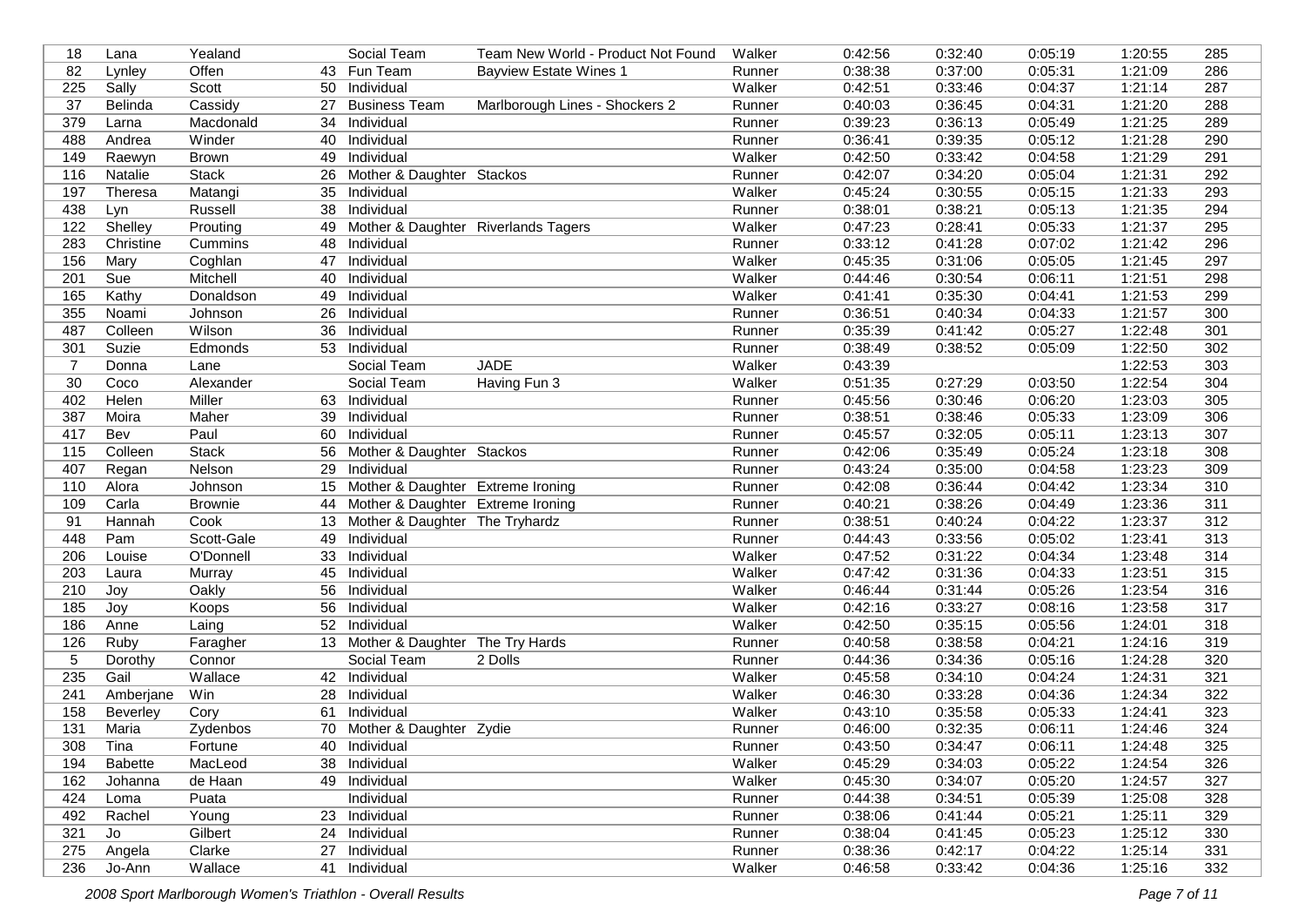| | | | | | | | | | | | |
|---|---|---|---|---|---|---|---|---|---|---|---|
| 18 | Lana | Yealand | | Social Team | Team New World - Product Not Found | Walker | 0:42:56 | 0:32:40 | 0:05:19 | 1:20:55 | 285 |
| 82 | Lynley | Offen | 43 | Fun Team | Bayview Estate Wines 1 | Runner | 0:38:38 | 0:37:00 | 0:05:31 | 1:21:09 | 286 |
| 225 | Sally | Scott | 50 | Individual | | Walker | 0:42:51 | 0:33:46 | 0:04:37 | 1:21:14 | 287 |
| 37 | Belinda | Cassidy | 27 | Business Team | Marlborough Lines - Shockers 2 | Runner | 0:40:03 | 0:36:45 | 0:04:31 | 1:21:20 | 288 |
| 379 | Larna | Macdonald | 34 | Individual | | Runner | 0:39:23 | 0:36:13 | 0:05:49 | 1:21:25 | 289 |
| 488 | Andrea | Winder | 40 | Individual | | Runner | 0:36:41 | 0:39:35 | 0:05:12 | 1:21:28 | 290 |
| 149 | Raewyn | Brown | 49 | Individual | | Walker | 0:42:50 | 0:33:42 | 0:04:58 | 1:21:29 | 291 |
| 116 | Natalie | Stack | 26 | Mother & Daughter | Stackos | Runner | 0:42:07 | 0:34:20 | 0:05:04 | 1:21:31 | 292 |
| 197 | Theresa | Matangi | 35 | Individual | | Walker | 0:45:24 | 0:30:55 | 0:05:15 | 1:21:33 | 293 |
| 438 | Lyn | Russell | 38 | Individual | | Runner | 0:38:01 | 0:38:21 | 0:05:13 | 1:21:35 | 294 |
| 122 | Shelley | Prouting | 49 | Mother & Daughter | Riverlands Tagers | Walker | 0:47:23 | 0:28:41 | 0:05:33 | 1:21:37 | 295 |
| 283 | Christine | Cummins | 48 | Individual | | Runner | 0:33:12 | 0:41:28 | 0:07:02 | 1:21:42 | 296 |
| 156 | Mary | Coghlan | 47 | Individual | | Walker | 0:45:35 | 0:31:06 | 0:05:05 | 1:21:45 | 297 |
| 201 | Sue | Mitchell | 40 | Individual | | Walker | 0:44:46 | 0:30:54 | 0:06:11 | 1:21:51 | 298 |
| 165 | Kathy | Donaldson | 49 | Individual | | Walker | 0:41:41 | 0:35:30 | 0:04:41 | 1:21:53 | 299 |
| 355 | Noami | Johnson | 26 | Individual | | Runner | 0:36:51 | 0:40:34 | 0:04:33 | 1:21:57 | 300 |
| 487 | Colleen | Wilson | 36 | Individual | | Runner | 0:35:39 | 0:41:42 | 0:05:27 | 1:22:48 | 301 |
| 301 | Suzie | Edmonds | 53 | Individual | | Runner | 0:38:49 | 0:38:52 | 0:05:09 | 1:22:50 | 302 |
| 7 | Donna | Lane | | Social Team | JADE | Walker | 0:43:39 | | | 1:22:53 | 303 |
| 30 | Coco | Alexander | | Social Team | Having Fun 3 | Walker | 0:51:35 | 0:27:29 | 0:03:50 | 1:22:54 | 304 |
| 402 | Helen | Miller | 63 | Individual | | Runner | 0:45:56 | 0:30:46 | 0:06:20 | 1:23:03 | 305 |
| 387 | Moira | Maher | 39 | Individual | | Runner | 0:38:51 | 0:38:46 | 0:05:33 | 1:23:09 | 306 |
| 417 | Bev | Paul | 60 | Individual | | Runner | 0:45:57 | 0:32:05 | 0:05:11 | 1:23:13 | 307 |
| 115 | Colleen | Stack | 56 | Mother & Daughter | Stackos | Runner | 0:42:06 | 0:35:49 | 0:05:24 | 1:23:18 | 308 |
| 407 | Regan | Nelson | 29 | Individual | | Runner | 0:43:24 | 0:35:00 | 0:04:58 | 1:23:23 | 309 |
| 110 | Alora | Johnson | 15 | Mother & Daughter | Extreme Ironing | Runner | 0:42:08 | 0:36:44 | 0:04:42 | 1:23:34 | 310 |
| 109 | Carla | Brownie | 44 | Mother & Daughter | Extreme Ironing | Runner | 0:40:21 | 0:38:26 | 0:04:49 | 1:23:36 | 311 |
| 91 | Hannah | Cook | 13 | Mother & Daughter | The Tryhardz | Runner | 0:38:51 | 0:40:24 | 0:04:22 | 1:23:37 | 312 |
| 448 | Pam | Scott-Gale | 49 | Individual | | Runner | 0:44:43 | 0:33:56 | 0:05:02 | 1:23:41 | 313 |
| 206 | Louise | O'Donnell | 33 | Individual | | Walker | 0:47:52 | 0:31:22 | 0:04:34 | 1:23:48 | 314 |
| 203 | Laura | Murray | 45 | Individual | | Walker | 0:47:42 | 0:31:36 | 0:04:33 | 1:23:51 | 315 |
| 210 | Joy | Oakly | 56 | Individual | | Walker | 0:46:44 | 0:31:44 | 0:05:26 | 1:23:54 | 316 |
| 185 | Joy | Koops | 56 | Individual | | Walker | 0:42:16 | 0:33:27 | 0:08:16 | 1:23:58 | 317 |
| 186 | Anne | Laing | 52 | Individual | | Walker | 0:42:50 | 0:35:15 | 0:05:56 | 1:24:01 | 318 |
| 126 | Ruby | Faragher | 13 | Mother & Daughter | The Try Hards | Runner | 0:40:58 | 0:38:58 | 0:04:21 | 1:24:16 | 319 |
| 5 | Dorothy | Connor | | Social Team | 2 Dolls | Runner | 0:44:36 | 0:34:36 | 0:05:16 | 1:24:28 | 320 |
| 235 | Gail | Wallace | 42 | Individual | | Walker | 0:45:58 | 0:34:10 | 0:04:24 | 1:24:31 | 321 |
| 241 | Amberjane | Win | 28 | Individual | | Walker | 0:46:30 | 0:33:28 | 0:04:36 | 1:24:34 | 322 |
| 158 | Beverley | Cory | 61 | Individual | | Walker | 0:43:10 | 0:35:58 | 0:05:33 | 1:24:41 | 323 |
| 131 | Maria | Zydenbos | 70 | Mother & Daughter | Zydie | Runner | 0:46:00 | 0:32:35 | 0:06:11 | 1:24:46 | 324 |
| 308 | Tina | Fortune | 40 | Individual | | Runner | 0:43:50 | 0:34:47 | 0:06:11 | 1:24:48 | 325 |
| 194 | Babette | MacLeod | 38 | Individual | | Walker | 0:45:29 | 0:34:03 | 0:05:22 | 1:24:54 | 326 |
| 162 | Johanna | de Haan | 49 | Individual | | Walker | 0:45:30 | 0:34:07 | 0:05:20 | 1:24:57 | 327 |
| 424 | Loma | Puata | | Individual | | Runner | 0:44:38 | 0:34:51 | 0:05:39 | 1:25:08 | 328 |
| 492 | Rachel | Young | 23 | Individual | | Runner | 0:38:06 | 0:41:44 | 0:05:21 | 1:25:11 | 329 |
| 321 | Jo | Gilbert | 24 | Individual | | Runner | 0:38:04 | 0:41:45 | 0:05:23 | 1:25:12 | 330 |
| 275 | Angela | Clarke | 27 | Individual | | Runner | 0:38:36 | 0:42:17 | 0:04:22 | 1:25:14 | 331 |
| 236 | Jo-Ann | Wallace | 41 | Individual | | Walker | 0:46:58 | 0:33:42 | 0:04:36 | 1:25:16 | 332 |

*2008 Sport Marlborough Women's Triathlon - Overall Results*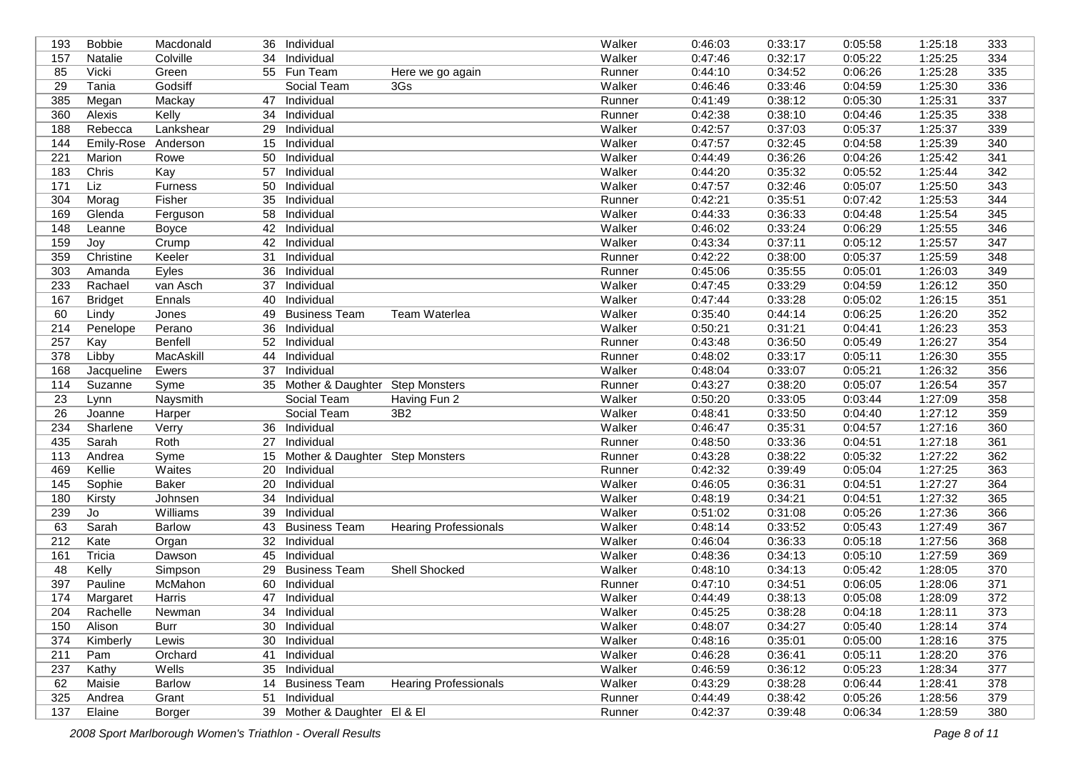| | | | | | | | | | | | |
|---|---|---|---|---|---|---|---|---|---|---|---|
| 193 | Bobbie | Macdonald | 36 | Individual | | Walker | 0:46:03 | 0:33:17 | 0:05:58 | 1:25:18 | 333 |
| 157 | Natalie | Colville | 34 | Individual | | Walker | 0:47:46 | 0:32:17 | 0:05:22 | 1:25:25 | 334 |
| 85 | Vicki | Green | 55 | Fun Team | Here we go again | Runner | 0:44:10 | 0:34:52 | 0:06:26 | 1:25:28 | 335 |
| 29 | Tania | Godsiff | | Social Team | 3Gs | Walker | 0:46:46 | 0:33:46 | 0:04:59 | 1:25:30 | 336 |
| 385 | Megan | Mackay | 47 | Individual | | Runner | 0:41:49 | 0:38:12 | 0:05:30 | 1:25:31 | 337 |
| 360 | Alexis | Kelly | 34 | Individual | | Runner | 0:42:38 | 0:38:10 | 0:04:46 | 1:25:35 | 338 |
| 188 | Rebecca | Lankshear | 29 | Individual | | Walker | 0:42:57 | 0:37:03 | 0:05:37 | 1:25:37 | 339 |
| 144 | Emily-Rose | Anderson | 15 | Individual | | Walker | 0:47:57 | 0:32:45 | 0:04:58 | 1:25:39 | 340 |
| 221 | Marion | Rowe | 50 | Individual | | Walker | 0:44:49 | 0:36:26 | 0:04:26 | 1:25:42 | 341 |
| 183 | Chris | Kay | 57 | Individual | | Walker | 0:44:20 | 0:35:32 | 0:05:52 | 1:25:44 | 342 |
| 171 | Liz | Furness | 50 | Individual | | Walker | 0:47:57 | 0:32:46 | 0:05:07 | 1:25:50 | 343 |
| 304 | Morag | Fisher | 35 | Individual | | Runner | 0:42:21 | 0:35:51 | 0:07:42 | 1:25:53 | 344 |
| 169 | Glenda | Ferguson | 58 | Individual | | Walker | 0:44:33 | 0:36:33 | 0:04:48 | 1:25:54 | 345 |
| 148 | Leanne | Boyce | 42 | Individual | | Walker | 0:46:02 | 0:33:24 | 0:06:29 | 1:25:55 | 346 |
| 159 | Joy | Crump | 42 | Individual | | Walker | 0:43:34 | 0:37:11 | 0:05:12 | 1:25:57 | 347 |
| 359 | Christine | Keeler | 31 | Individual | | Runner | 0:42:22 | 0:38:00 | 0:05:37 | 1:25:59 | 348 |
| 303 | Amanda | Eyles | 36 | Individual | | Runner | 0:45:06 | 0:35:55 | 0:05:01 | 1:26:03 | 349 |
| 233 | Rachael | van Asch | 37 | Individual | | Walker | 0:47:45 | 0:33:29 | 0:04:59 | 1:26:12 | 350 |
| 167 | Bridget | Ennals | 40 | Individual | | Walker | 0:47:44 | 0:33:28 | 0:05:02 | 1:26:15 | 351 |
| 60 | Lindy | Jones | 49 | Business Team | Team Waterlea | Walker | 0:35:40 | 0:44:14 | 0:06:25 | 1:26:20 | 352 |
| 214 | Penelope | Perano | 36 | Individual | | Walker | 0:50:21 | 0:31:21 | 0:04:41 | 1:26:23 | 353 |
| 257 | Kay | Benfell | 52 | Individual | | Runner | 0:43:48 | 0:36:50 | 0:05:49 | 1:26:27 | 354 |
| 378 | Libby | MacAskill | 44 | Individual | | Runner | 0:48:02 | 0:33:17 | 0:05:11 | 1:26:30 | 355 |
| 168 | Jacqueline | Ewers | 37 | Individual | | Walker | 0:48:04 | 0:33:07 | 0:05:21 | 1:26:32 | 356 |
| 114 | Suzanne | Syme | 35 | Mother & Daughter | Step Monsters | Runner | 0:43:27 | 0:38:20 | 0:05:07 | 1:26:54 | 357 |
| 23 | Lynn | Naysmith | | Social Team | Having Fun 2 | Walker | 0:50:20 | 0:33:05 | 0:03:44 | 1:27:09 | 358 |
| 26 | Joanne | Harper | | Social Team | 3B2 | Walker | 0:48:41 | 0:33:50 | 0:04:40 | 1:27:12 | 359 |
| 234 | Sharlene | Verry | 36 | Individual | | Walker | 0:46:47 | 0:35:31 | 0:04:57 | 1:27:16 | 360 |
| 435 | Sarah | Roth | 27 | Individual | | Runner | 0:48:50 | 0:33:36 | 0:04:51 | 1:27:18 | 361 |
| 113 | Andrea | Syme | 15 | Mother & Daughter | Step Monsters | Runner | 0:43:28 | 0:38:22 | 0:05:32 | 1:27:22 | 362 |
| 469 | Kellie | Waites | 20 | Individual | | Runner | 0:42:32 | 0:39:49 | 0:05:04 | 1:27:25 | 363 |
| 145 | Sophie | Baker | 20 | Individual | | Walker | 0:46:05 | 0:36:31 | 0:04:51 | 1:27:27 | 364 |
| 180 | Kirsty | Johnsen | 34 | Individual | | Walker | 0:48:19 | 0:34:21 | 0:04:51 | 1:27:32 | 365 |
| 239 | Jo | Williams | 39 | Individual | | Walker | 0:51:02 | 0:31:08 | 0:05:26 | 1:27:36 | 366 |
| 63 | Sarah | Barlow | 43 | Business Team | Hearing Professionals | Walker | 0:48:14 | 0:33:52 | 0:05:43 | 1:27:49 | 367 |
| 212 | Kate | Organ | 32 | Individual | | Walker | 0:46:04 | 0:36:33 | 0:05:18 | 1:27:56 | 368 |
| 161 | Tricia | Dawson | 45 | Individual | | Walker | 0:48:36 | 0:34:13 | 0:05:10 | 1:27:59 | 369 |
| 48 | Kelly | Simpson | 29 | Business Team | Shell Shocked | Walker | 0:48:10 | 0:34:13 | 0:05:42 | 1:28:05 | 370 |
| 397 | Pauline | McMahon | 60 | Individual | | Runner | 0:47:10 | 0:34:51 | 0:06:05 | 1:28:06 | 371 |
| 174 | Margaret | Harris | 47 | Individual | | Walker | 0:44:49 | 0:38:13 | 0:05:08 | 1:28:09 | 372 |
| 204 | Rachelle | Newman | 34 | Individual | | Walker | 0:45:25 | 0:38:28 | 0:04:18 | 1:28:11 | 373 |
| 150 | Alison | Burr | 30 | Individual | | Walker | 0:48:07 | 0:34:27 | 0:05:40 | 1:28:14 | 374 |
| 374 | Kimberly | Lewis | 30 | Individual | | Walker | 0:48:16 | 0:35:01 | 0:05:00 | 1:28:16 | 375 |
| 211 | Pam | Orchard | 41 | Individual | | Walker | 0:46:28 | 0:36:41 | 0:05:11 | 1:28:20 | 376 |
| 237 | Kathy | Wells | 35 | Individual | | Walker | 0:46:59 | 0:36:12 | 0:05:23 | 1:28:34 | 377 |
| 62 | Maisie | Barlow | 14 | Business Team | Hearing Professionals | Walker | 0:43:29 | 0:38:28 | 0:06:44 | 1:28:41 | 378 |
| 325 | Andrea | Grant | 51 | Individual | | Runner | 0:44:49 | 0:38:42 | 0:05:26 | 1:28:56 | 379 |
| 137 | Elaine | Borger | 39 | Mother & Daughter | El & El | Runner | 0:42:37 | 0:39:48 | 0:06:34 | 1:28:59 | 380 |

*2008 Sport Marlborough Women's Triathlon - Overall Results*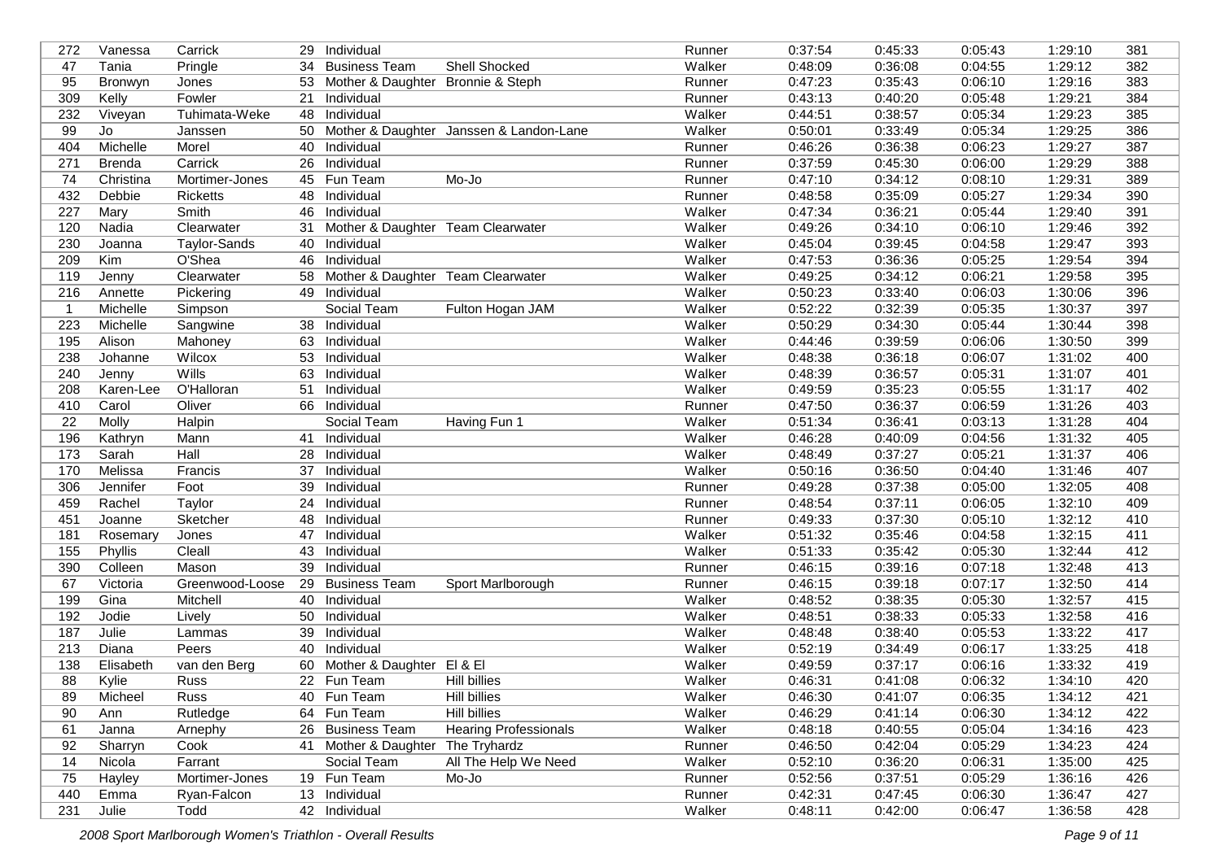| | | | | | | | | | | | |
|---|---|---|---|---|---|---|---|---|---|---|---|
| 272 | Vanessa | Carrick | 29 | Individual | | Runner | 0:37:54 | 0:45:33 | 0:05:43 | 1:29:10 | 381 |
| 47 | Tania | Pringle | 34 | Business Team | Shell Shocked | Walker | 0:48:09 | 0:36:08 | 0:04:55 | 1:29:12 | 382 |
| 95 | Bronwyn | Jones | 53 | Mother & Daughter | Bronnie & Steph | Runner | 0:47:23 | 0:35:43 | 0:06:10 | 1:29:16 | 383 |
| 309 | Kelly | Fowler | 21 | Individual | | Runner | 0:43:13 | 0:40:20 | 0:05:48 | 1:29:21 | 384 |
| 232 | Viveyan | Tuhimata-Weke | 48 | Individual | | Walker | 0:44:51 | 0:38:57 | 0:05:34 | 1:29:23 | 385 |
| 99 | Jo | Janssen | 50 | Mother & Daughter | Janssen & Landon-Lane | Walker | 0:50:01 | 0:33:49 | 0:05:34 | 1:29:25 | 386 |
| 404 | Michelle | Morel | 40 | Individual | | Runner | 0:46:26 | 0:36:38 | 0:06:23 | 1:29:27 | 387 |
| 271 | Brenda | Carrick | 26 | Individual | | Runner | 0:37:59 | 0:45:30 | 0:06:00 | 1:29:29 | 388 |
| 74 | Christina | Mortimer-Jones | 45 | Fun Team | Mo-Jo | Runner | 0:47:10 | 0:34:12 | 0:08:10 | 1:29:31 | 389 |
| 432 | Debbie | Ricketts | 48 | Individual | | Runner | 0:48:58 | 0:35:09 | 0:05:27 | 1:29:34 | 390 |
| 227 | Mary | Smith | 46 | Individual | | Walker | 0:47:34 | 0:36:21 | 0:05:44 | 1:29:40 | 391 |
| 120 | Nadia | Clearwater | 31 | Mother & Daughter | Team Clearwater | Walker | 0:49:26 | 0:34:10 | 0:06:10 | 1:29:46 | 392 |
| 230 | Joanna | Taylor-Sands | 40 | Individual | | Walker | 0:45:04 | 0:39:45 | 0:04:58 | 1:29:47 | 393 |
| 209 | Kim | O'Shea | 46 | Individual | | Walker | 0:47:53 | 0:36:36 | 0:05:25 | 1:29:54 | 394 |
| 119 | Jenny | Clearwater | 58 | Mother & Daughter | Team Clearwater | Walker | 0:49:25 | 0:34:12 | 0:06:21 | 1:29:58 | 395 |
| 216 | Annette | Pickering | 49 | Individual | | Walker | 0:50:23 | 0:33:40 | 0:06:03 | 1:30:06 | 396 |
| 1 | Michelle | Simpson | | Social Team | Fulton Hogan JAM | Walker | 0:52:22 | 0:32:39 | 0:05:35 | 1:30:37 | 397 |
| 223 | Michelle | Sangwine | 38 | Individual | | Walker | 0:50:29 | 0:34:30 | 0:05:44 | 1:30:44 | 398 |
| 195 | Alison | Mahoney | 63 | Individual | | Walker | 0:44:46 | 0:39:59 | 0:06:06 | 1:30:50 | 399 |
| 238 | Johanne | Wilcox | 53 | Individual | | Walker | 0:48:38 | 0:36:18 | 0:06:07 | 1:31:02 | 400 |
| 240 | Jenny | Wills | 63 | Individual | | Walker | 0:48:39 | 0:36:57 | 0:05:31 | 1:31:07 | 401 |
| 208 | Karen-Lee | O'Halloran | 51 | Individual | | Walker | 0:49:59 | 0:35:23 | 0:05:55 | 1:31:17 | 402 |
| 410 | Carol | Oliver | 66 | Individual | | Runner | 0:47:50 | 0:36:37 | 0:06:59 | 1:31:26 | 403 |
| 22 | Molly | Halpin | | Social Team | Having Fun 1 | Walker | 0:51:34 | 0:36:41 | 0:03:13 | 1:31:28 | 404 |
| 196 | Kathryn | Mann | 41 | Individual | | Walker | 0:46:28 | 0:40:09 | 0:04:56 | 1:31:32 | 405 |
| 173 | Sarah | Hall | 28 | Individual | | Walker | 0:48:49 | 0:37:27 | 0:05:21 | 1:31:37 | 406 |
| 170 | Melissa | Francis | 37 | Individual | | Walker | 0:50:16 | 0:36:50 | 0:04:40 | 1:31:46 | 407 |
| 306 | Jennifer | Foot | 39 | Individual | | Runner | 0:49:28 | 0:37:38 | 0:05:00 | 1:32:05 | 408 |
| 459 | Rachel | Taylor | 24 | Individual | | Runner | 0:48:54 | 0:37:11 | 0:06:05 | 1:32:10 | 409 |
| 451 | Joanne | Sketcher | 48 | Individual | | Runner | 0:49:33 | 0:37:30 | 0:05:10 | 1:32:12 | 410 |
| 181 | Rosemary | Jones | 47 | Individual | | Walker | 0:51:32 | 0:35:46 | 0:04:58 | 1:32:15 | 411 |
| 155 | Phyllis | Cleall | 43 | Individual | | Walker | 0:51:33 | 0:35:42 | 0:05:30 | 1:32:44 | 412 |
| 390 | Colleen | Mason | 39 | Individual | | Runner | 0:46:15 | 0:39:16 | 0:07:18 | 1:32:48 | 413 |
| 67 | Victoria | Greenwood-Loose | 29 | Business Team | Sport Marlborough | Runner | 0:46:15 | 0:39:18 | 0:07:17 | 1:32:50 | 414 |
| 199 | Gina | Mitchell | 40 | Individual | | Walker | 0:48:52 | 0:38:35 | 0:05:30 | 1:32:57 | 415 |
| 192 | Jodie | Lively | 50 | Individual | | Walker | 0:48:51 | 0:38:33 | 0:05:33 | 1:32:58 | 416 |
| 187 | Julie | Lammas | 39 | Individual | | Walker | 0:48:48 | 0:38:40 | 0:05:53 | 1:33:22 | 417 |
| 213 | Diana | Peers | 40 | Individual | | Walker | 0:52:19 | 0:34:49 | 0:06:17 | 1:33:25 | 418 |
| 138 | Elisabeth | van den Berg | 60 | Mother & Daughter | El & El | Walker | 0:49:59 | 0:37:17 | 0:06:16 | 1:33:32 | 419 |
| 88 | Kylie | Russ | 22 | Fun Team | Hill billies | Walker | 0:46:31 | 0:41:08 | 0:06:32 | 1:34:10 | 420 |
| 89 | Micheel | Russ | 40 | Fun Team | Hill billies | Walker | 0:46:30 | 0:41:07 | 0:06:35 | 1:34:12 | 421 |
| 90 | Ann | Rutledge | 64 | Fun Team | Hill billies | Walker | 0:46:29 | 0:41:14 | 0:06:30 | 1:34:12 | 422 |
| 61 | Janna | Arnephy | 26 | Business Team | Hearing Professionals | Walker | 0:48:18 | 0:40:55 | 0:05:04 | 1:34:16 | 423 |
| 92 | Sharryn | Cook | 41 | Mother & Daughter | The Tryhardz | Runner | 0:46:50 | 0:42:04 | 0:05:29 | 1:34:23 | 424 |
| 14 | Nicola | Farrant | | Social Team | All The Help We Need | Walker | 0:52:10 | 0:36:20 | 0:06:31 | 1:35:00 | 425 |
| 75 | Hayley | Mortimer-Jones | 19 | Fun Team | Mo-Jo | Runner | 0:52:56 | 0:37:51 | 0:05:29 | 1:36:16 | 426 |
| 440 | Emma | Ryan-Falcon | 13 | Individual | | Runner | 0:42:31 | 0:47:45 | 0:06:30 | 1:36:47 | 427 |
| 231 | Julie | Todd | 42 | Individual | | Walker | 0:48:11 | 0:42:00 | 0:06:47 | 1:36:58 | 428 |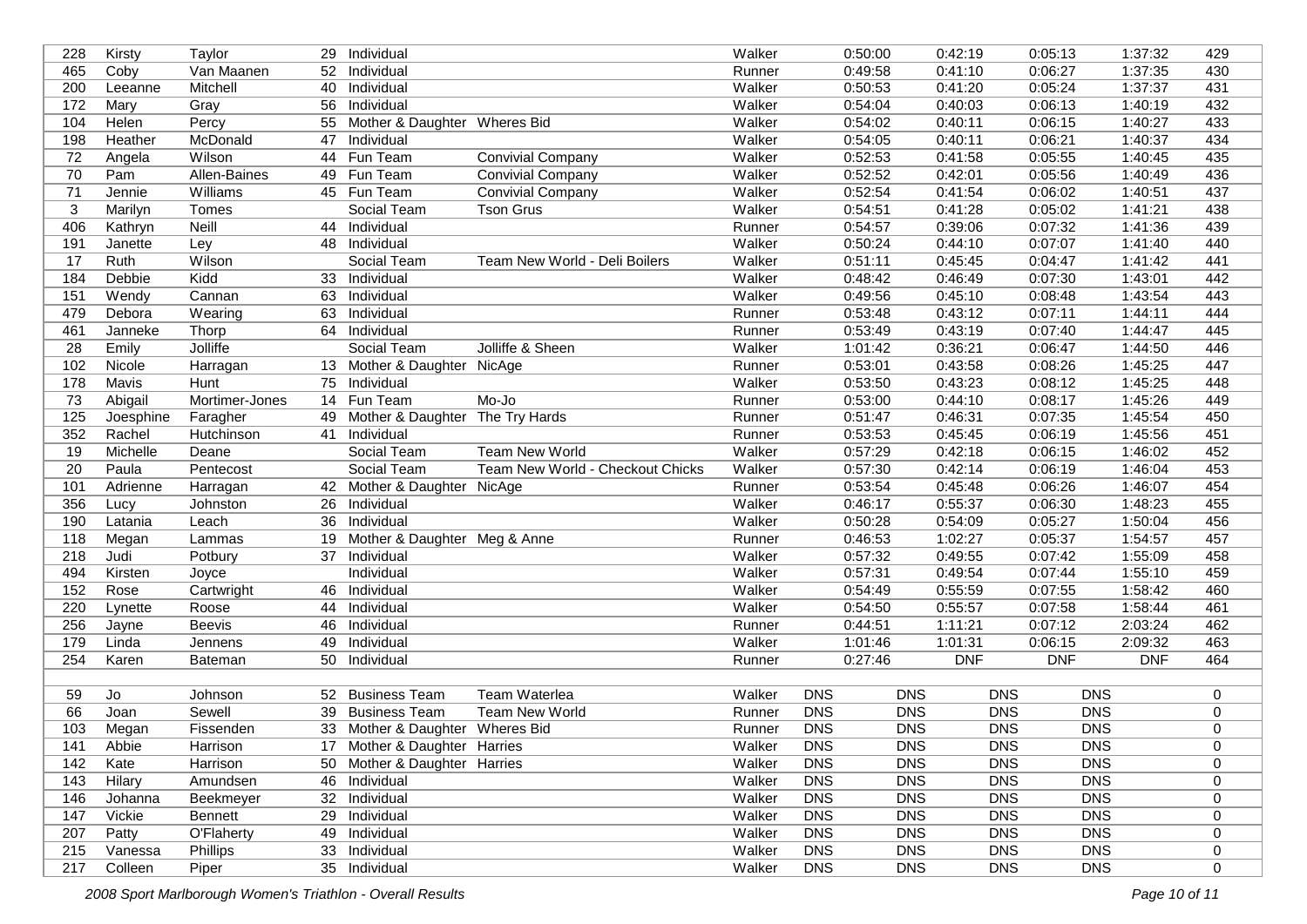| | | | | | | | | | | | |
|---|---|---|---|---|---|---|---|---|---|---|---|
| 228 | Kirsty | Taylor | 29 | Individual | | Walker | 0:50:00 | 0:42:19 | 0:05:13 | 1:37:32 | 429 |
| 465 | Coby | Van Maanen | 52 | Individual | | Runner | 0:49:58 | 0:41:10 | 0:06:27 | 1:37:35 | 430 |
| 200 | Leeanne | Mitchell | 40 | Individual | | Walker | 0:50:53 | 0:41:20 | 0:05:24 | 1:37:37 | 431 |
| 172 | Mary | Gray | 56 | Individual | | Walker | 0:54:04 | 0:40:03 | 0:06:13 | 1:40:19 | 432 |
| 104 | Helen | Percy | 55 | Mother & Daughter | Wheres Bid | Walker | 0:54:02 | 0:40:11 | 0:06:15 | 1:40:27 | 433 |
| 198 | Heather | McDonald | 47 | Individual | | Walker | 0:54:05 | 0:40:11 | 0:06:21 | 1:40:37 | 434 |
| 72 | Angela | Wilson | 44 | Fun Team | Convivial Company | Walker | 0:52:53 | 0:41:58 | 0:05:55 | 1:40:45 | 435 |
| 70 | Pam | Allen-Baines | 49 | Fun Team | Convivial Company | Walker | 0:52:52 | 0:42:01 | 0:05:56 | 1:40:49 | 436 |
| 71 | Jennie | Williams | 45 | Fun Team | Convivial Company | Walker | 0:52:54 | 0:41:54 | 0:06:02 | 1:40:51 | 437 |
| 3 | Marilyn | Tomes | | Social Team | Tson Grus | Walker | 0:54:51 | 0:41:28 | 0:05:02 | 1:41:21 | 438 |
| 406 | Kathryn | Neill | 44 | Individual | | Runner | 0:54:57 | 0:39:06 | 0:07:32 | 1:41:36 | 439 |
| 191 | Janette | Ley | 48 | Individual | | Walker | 0:50:24 | 0:44:10 | 0:07:07 | 1:41:40 | 440 |
| 17 | Ruth | Wilson | | Social Team | Team New World - Deli Boilers | Walker | 0:51:11 | 0:45:45 | 0:04:47 | 1:41:42 | 441 |
| 184 | Debbie | Kidd | 33 | Individual | | Walker | 0:48:42 | 0:46:49 | 0:07:30 | 1:43:01 | 442 |
| 151 | Wendy | Cannan | 63 | Individual | | Walker | 0:49:56 | 0:45:10 | 0:08:48 | 1:43:54 | 443 |
| 479 | Debora | Wearing | 63 | Individual | | Runner | 0:53:48 | 0:43:12 | 0:07:11 | 1:44:11 | 444 |
| 461 | Janneke | Thorp | 64 | Individual | | Runner | 0:53:49 | 0:43:19 | 0:07:40 | 1:44:47 | 445 |
| 28 | Emily | Jolliffe | | Social Team | Jolliffe & Sheen | Walker | 1:01:42 | 0:36:21 | 0:06:47 | 1:44:50 | 446 |
| 102 | Nicole | Harragan | 13 | Mother & Daughter | NicAge | Runner | 0:53:01 | 0:43:58 | 0:08:26 | 1:45:25 | 447 |
| 178 | Mavis | Hunt | 75 | Individual | | Walker | 0:53:50 | 0:43:23 | 0:08:12 | 1:45:25 | 448 |
| 73 | Abigail | Mortimer-Jones | 14 | Fun Team | Mo-Jo | Runner | 0:53:00 | 0:44:10 | 0:08:17 | 1:45:26 | 449 |
| 125 | Joesphine | Faragher | 49 | Mother & Daughter | The Try Hards | Runner | 0:51:47 | 0:46:31 | 0:07:35 | 1:45:54 | 450 |
| 352 | Rachel | Hutchinson | 41 | Individual | | Runner | 0:53:53 | 0:45:45 | 0:06:19 | 1:45:56 | 451 |
| 19 | Michelle | Deane | | Social Team | Team New World | Walker | 0:57:29 | 0:42:18 | 0:06:15 | 1:46:02 | 452 |
| 20 | Paula | Pentecost | | Social Team | Team New World - Checkout Chicks | Walker | 0:57:30 | 0:42:14 | 0:06:19 | 1:46:04 | 453 |
| 101 | Adrienne | Harragan | 42 | Mother & Daughter | NicAge | Runner | 0:53:54 | 0:45:48 | 0:06:26 | 1:46:07 | 454 |
| 356 | Lucy | Johnston | 26 | Individual | | Walker | 0:46:17 | 0:55:37 | 0:06:30 | 1:48:23 | 455 |
| 190 | Latania | Leach | 36 | Individual | | Walker | 0:50:28 | 0:54:09 | 0:05:27 | 1:50:04 | 456 |
| 118 | Megan | Lammas | 19 | Mother & Daughter | Meg & Anne | Runner | 0:46:53 | 1:02:27 | 0:05:37 | 1:54:57 | 457 |
| 218 | Judi | Potbury | 37 | Individual | | Walker | 0:57:32 | 0:49:55 | 0:07:42 | 1:55:09 | 458 |
| 494 | Kirsten | Joyce | | Individual | | Walker | 0:57:31 | 0:49:54 | 0:07:44 | 1:55:10 | 459 |
| 152 | Rose | Cartwright | 46 | Individual | | Walker | 0:54:49 | 0:55:59 | 0:07:55 | 1:58:42 | 460 |
| 220 | Lynette | Roose | 44 | Individual | | Walker | 0:54:50 | 0:55:57 | 0:07:58 | 1:58:44 | 461 |
| 256 | Jayne | Beevis | 46 | Individual | | Runner | 0:44:51 | 1:11:21 | 0:07:12 | 2:03:24 | 462 |
| 179 | Linda | Jennens | 49 | Individual | | Walker | 1:01:46 | 1:01:31 | 0:06:15 | 2:09:32 | 463 |
| 254 | Karen | Bateman | 50 | Individual | | Runner | 0:27:46 | DNF | DNF | DNF | 464 |
| | | | | | | | | | | | |
| 59 | Jo | Johnson | 52 | Business Team | Team Waterlea | Walker | DNS | DNS | DNS | DNS | 0 |
| 66 | Joan | Sewell | 39 | Business Team | Team New World | Runner | DNS | DNS | DNS | DNS | 0 |
| 103 | Megan | Fissenden | 33 | Mother & Daughter | Wheres Bid | Runner | DNS | DNS | DNS | DNS | 0 |
| 141 | Abbie | Harrison | 17 | Mother & Daughter | Harries | Walker | DNS | DNS | DNS | DNS | 0 |
| 142 | Kate | Harrison | 50 | Mother & Daughter | Harries | Walker | DNS | DNS | DNS | DNS | 0 |
| 143 | Hilary | Amundsen | 46 | Individual | | Walker | DNS | DNS | DNS | DNS | 0 |
| 146 | Johanna | Beekmeyer | 32 | Individual | | Walker | DNS | DNS | DNS | DNS | 0 |
| 147 | Vickie | Bennett | 29 | Individual | | Walker | DNS | DNS | DNS | DNS | 0 |
| 207 | Patty | O'Flaherty | 49 | Individual | | Walker | DNS | DNS | DNS | DNS | 0 |
| 215 | Vanessa | Phillips | 33 | Individual | | Walker | DNS | DNS | DNS | DNS | 0 |
| 217 | Colleen | Piper | 35 | Individual | | Walker | DNS | DNS | DNS | DNS | 0 |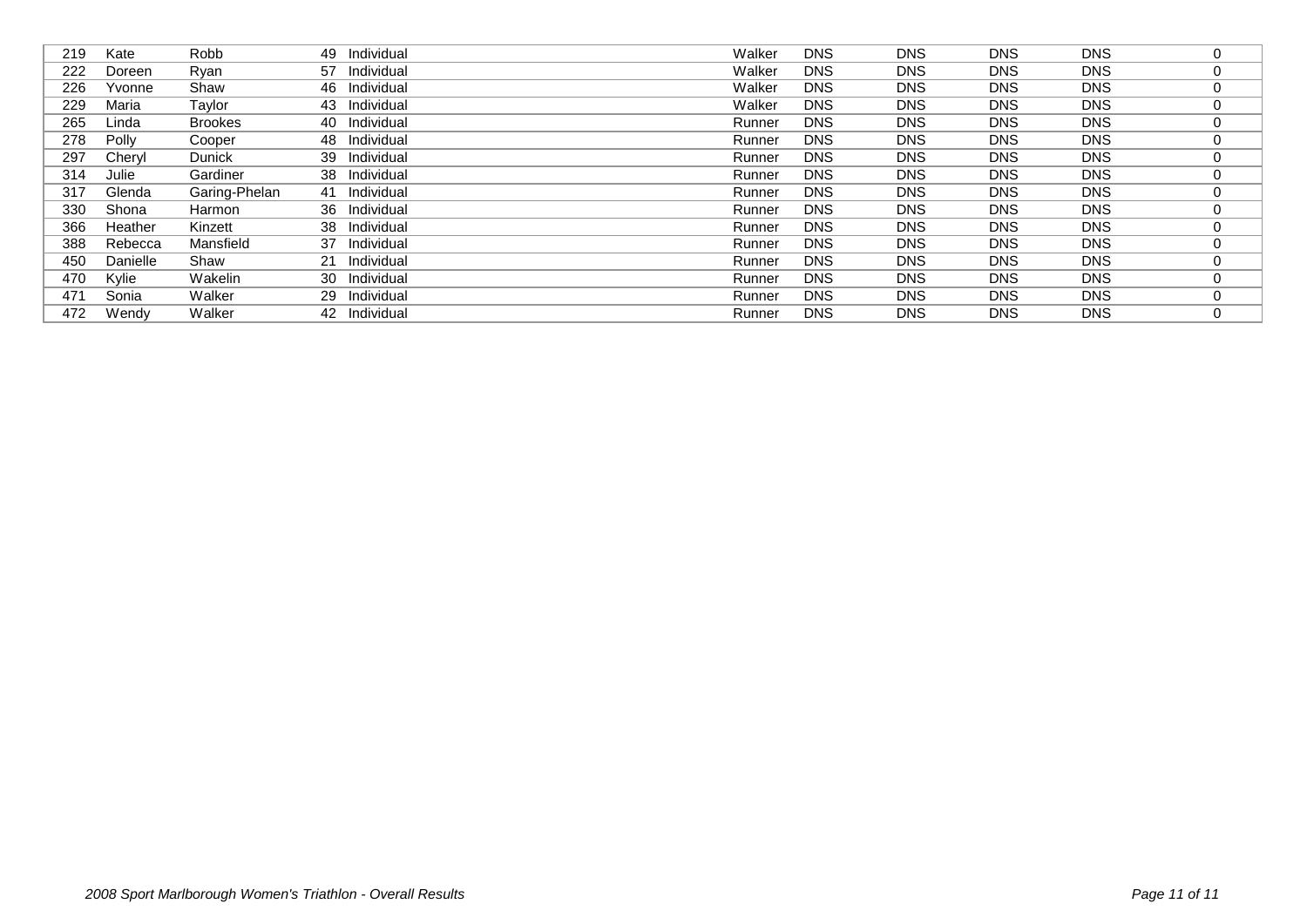| | | | | | | | | | | |
|---|---|---|---|---|---|---|---|---|---|---|
| 219 | Kate | Robb | 49 | Individual | Walker | DNS | DNS | DNS | DNS | 0 |
| 222 | Doreen | Ryan | 57 | Individual | Walker | DNS | DNS | DNS | DNS | 0 |
| 226 | Yvonne | Shaw | 46 | Individual | Walker | DNS | DNS | DNS | DNS | 0 |
| 229 | Maria | Taylor | 43 | Individual | Walker | DNS | DNS | DNS | DNS | 0 |
| 265 | Linda | Brookes | 40 | Individual | Runner | DNS | DNS | DNS | DNS | 0 |
| 278 | Polly | Cooper | 48 | Individual | Runner | DNS | DNS | DNS | DNS | 0 |
| 297 | Cheryl | Dunick | 39 | Individual | Runner | DNS | DNS | DNS | DNS | 0 |
| 314 | Julie | Gardiner | 38 | Individual | Runner | DNS | DNS | DNS | DNS | 0 |
| 317 | Glenda | Garing-Phelan | 41 | Individual | Runner | DNS | DNS | DNS | DNS | 0 |
| 330 | Shona | Harmon | 36 | Individual | Runner | DNS | DNS | DNS | DNS | 0 |
| 366 | Heather | Kinzett | 38 | Individual | Runner | DNS | DNS | DNS | DNS | 0 |
| 388 | Rebecca | Mansfield | 37 | Individual | Runner | DNS | DNS | DNS | DNS | 0 |
| 450 | Danielle | Shaw | 21 | Individual | Runner | DNS | DNS | DNS | DNS | 0 |
| 470 | Kylie | Wakelin | 30 | Individual | Runner | DNS | DNS | DNS | DNS | 0 |
| 471 | Sonia | Walker | 29 | Individual | Runner | DNS | DNS | DNS | DNS | 0 |
| 472 | Wendy | Walker | 42 | Individual | Runner | DNS | DNS | DNS | DNS | 0 |

*2008 Sport Marlborough Women's Triathlon - Overall Results*